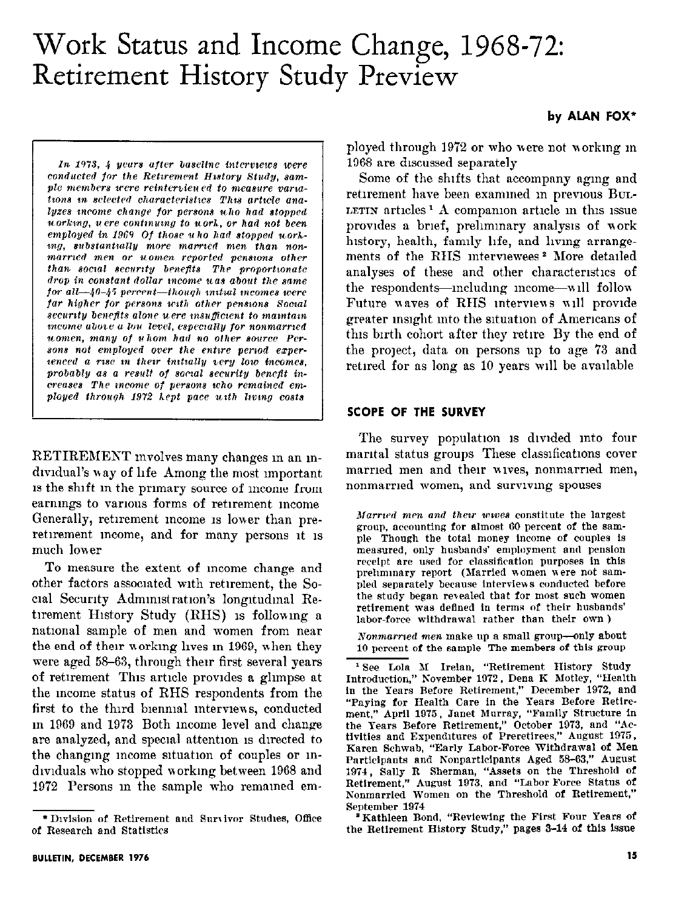# Work Status and Income Change, 1968-72: Retirement History Study Preview

**by ALAN FOX***

*In 1973, 4 years after baseline interviews were conducted for the Retirement History Study, sample members were reinterviewed to measure variations in selected characteristics. This article analyzes income change for persons who had stopped working, were continuing to work, or had not been employed in 1969. Of those who had stopped working, substantially more married men than nonmarried men or women reported pensions other than social security benefits. The proportionate drop in constant dollar income was about the same for all—40-45 percent—though initial incomes were far higher for persons with other pensions. Social security benefits alone were insufficient to maintain income above a low level, especially for nonmarried women, many of whom had no other source. Persons not employed over the entire period experienced a rise in their initially very low incomes, probably as a result of social security benefit increases. The income of persons who remained employed through 1972 kept pace with living costs.*

RETIREMENT involves many changes in an individual's way of life. Among the most important is the shift in the primary source of income from earnings to various forms of retirement income. Generally, retirement income is lower than preretirement income, and for many persons it is much lower.

To measure the extent of income change and other factors associated with retirement, the Social Security Administration's longitudinal Retirement History Study (RHS) is following a national sample of men and women from near the end of their working lives in 1969, when they were aged 58–63, through their first several years of retirement. This article provides a glimpse at the income status of RHS respondents from the first to the third biennial interviews, conducted in 1969 and 1973. Both income level and change are analyzed, and special attention is directed to the changing income situation of couples or individuals who stopped working between 1968 and 1972. Persons in the sample who remained employed through 1972 or who were not working in 1968 are discussed separately.

Some of the shifts that accompany aging and retirement have been examined in previous BULLETIN articles.[1] A companion article in this issue provides a brief, preliminary analysis of work history, health, family life, and living arrangements of the RHS interviewees.[2] More detailed analyses of these and other characteristics of the respondents—including income—will follow. Future waves of RHS interviews will provide greater insight into the situation of Americans of this birth cohort after they retire. By the end of the project, data on persons up to age 73 and retired for as long as 10 years will be available.

## SCOPE OF THE SURVEY

The survey population is divided into four marital status groups. These classifications cover married men and their wives, nonmarried men, nonmarried women, and surviving spouses.

*Married men and their wives* constitute the largest group, accounting for almost 60 percent of the sample. Though the total money income of couples is measured, only husbands' employment and pension receipt are used for classification purposes in this preliminary report. (Married women were not sampled separately because interviews conducted before the study began revealed that for most such women retirement was defined in terms of their husbands' labor-force withdrawal rather than their own.)

*Nonmarried men* make up a small group—only about 10 percent of the sample. The members of this group

---

\* Division of Retirement and Survivor Studies, Office of Research and Statistics.

[1] See Lola M. Irelan, "Retirement History Study: Introduction," November 1972; Dena K. Motley, "Health in the Years Before Retirement," December 1972, and "Paying for Health Care in the Years Before Retirement," April 1975; Janet Murray, "Family Structure in the Years Before Retirement," October 1973, and "Activities and Expenditures of Preretirees," August 1975; Karen Schwab, "Early Labor-Force Withdrawal of Men: Participants and Nonparticipants Aged 58–63," August 1974; Sally R. Sherman, "Assets on the Threshold of Retirement," August 1973, and "Labor Force Status of Nonmarried Women on the Threshold of Retirement," September 1974.

[2] Kathleen Bond, "Reviewing the First Four Years of the Retirement History Study," pages 3–14 of this issue.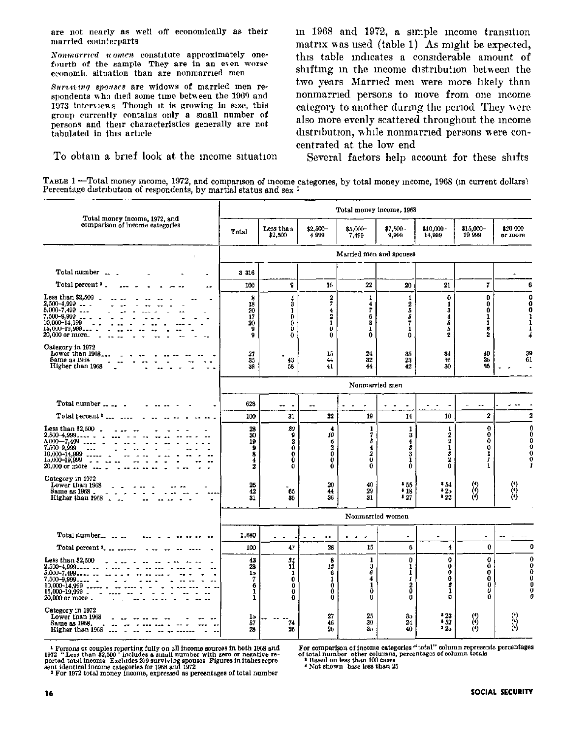are not nearly as well off economically as their married counterparts

*Nonmarried women* constitute approximately one-fourth of the sample They are in an even worse economic situation than are nonmarried men

*Surviving spouses* are widows of married men respondents who died some time between the 1969 and 1973 interviews Though it is growing in size, this group currently contains only a small number of persons and their characteristics generally are not tabulated in this article

To obtain a brief look at the income situation in 1968 and 1972, a simple income transition matrix was used (table 1) As might be expected, this table indicates a considerable amount of shifting in the income distribution between the two years Married men were more likely than nonmarried persons to move from one income category to another during the period They were also more evenly scattered throughout the income distribution, while nonmarried persons were concentrated at the low end

Several factors help account for these shifts

TABLE 1 —Total money income, 1972, and comparison of income categories, by total money income, 1968 (in current dollars) Percentage distribution of respondents, by martial status and sex [1]

| Total money income, 1972, and comparison of income categories | Total money income, 1968 | | | | | | | |
|---|---|---|---|---|---|---|---|---|
| | Total | Less than $2,500 | $2,500–4 999 | $5,000–7,499 | $7,500–9,999 | $10,000–14,999 | $15,000–19 999 | $20 000 or more |
| | Married men and spouses | | | | | | | |
| Total number | 3 316 | | | | | | | |
| Total percent [2] | 100 | 9 | 16 | 22 | 20 | 21 | 7 | 6 |
| Less than $2,500 | 8 | *4* | 2 | 1 | 1 | 0 | 0 | 0 |
| 2,500–4,999 | 18 | 3 | *7* | 4 | 2 | 1 | 0 | 0 |
| 5,000–7,499 | 20 | 1 | 4 | *7* | 5 | 3 | 0 | 0 |
| 7,500–9,999 | 17 | 0 | 2 | 6 | *5* | 4 | 1 | 1 |
| 10,000–14,999 | 20 | 0 | 1 | 3 | 7 | *8* | 1 | 1 |
| 15,000–19,999 | 9 | 0 | 0 | 1 | 1 | 5 | *2* | 1 |
| 20,000 or more | 9 | 0 | 0 | 0 | 0 | 2 | 2 | *4* |
| Category in 1972 | | | | | | | | |
| Lower than 1968 | 27 | - | 15 | 24 | 35 | 34 | 40 | 39 |
| Same as 1968 | 35 | 43 | 44 | 32 | 23 | 36 | 25 | 61 |
| Higher than 1968 | 38 | 58 | 41 | 44 | 42 | 30 | 35 | - |
| | Nonmarried men | | | | | | | |
| Total number | 628 | | | | | | | |
| Total percent [2] | 100 | 31 | 22 | 19 | 14 | 10 | 2 | 2 |
| Less than $2,500 | 28 | *20* | 4 | 1 | 1 | 1 | 0 | 0 |
| 2,500–4,999 | 30 | 9 | *10* | 7 | 3 | 2 | 0 | 0 |
| 5,000–7,499 | 19 | 2 | 6 | *5* | 4 | 2 | 0 | 0 |
| 7,500–9,999 | 9 | 0 | 2 | 4 | *3* | 1 | 0 | 0 |
| 10,000–14,999 | 8 | 0 | 0 | 2 | 3 | *2* | 1 | 0 |
| 15,000–19,999 | 4 | 0 | 0 | 0 | 1 | 2 | *1* | 0 |
| 20,000 or more | 2 | 0 | 0 | 0 | 0 | 0 | 1 | *1* |
| Category in 1972 | | | | | | | | |
| Lower than 1968 | 26 | - | 20 | 40 | [3] 55 | [3] 54 | [4] | [4] |
| Same as 1968 | 42 | 65 | 44 | 29 | [3] 18 | [3] 25 | [4] | [4] |
| Higher than 1968 | 31 | 35 | 36 | 31 | [3] 27 | [3] 22 | [4] | [4] |
| | Nonmarried women | | | | | | | |
| Total number | 1,680 | | | | | | | |
| Total percent [2] | 100 | 47 | 28 | 15 | 6 | 4 | 0 | 0 |
| Less than $2,500 | 43 | *34* | 8 | 1 | 0 | 0 | 0 | 0 |
| 2,500–4,999 | 28 | 11 | *15* | 3 | 1 | 0 | 0 | 0 |
| 5,000–7,499 | 15 | 1 | 6 | *6* | 1 | 0 | 0 | 0 |
| 7,500–9,999 | 7 | 0 | 1 | 4 | *1* | 0 | 0 | 0 |
| 10,000–14,999 | 6 | 0 | 0 | 1 | 2 | *2* | 0 | 0 |
| 15,000–19,999 | 1 | 0 | 0 | 0 | 0 | 1 | *0* | 0 |
| 20,000 or more | 1 | 0 | 0 | 0 | 0 | 0 | 0 | *0* |
| Category in 1972 | | | | | | | | |
| Lower than 1968 | 15 | - | 27 | 25 | 35 | [3] 23 | [4] | [4] |
| Same as 1968 | 57 | 74 | 46 | 39 | 24 | [3] 52 | [4] | [4] |
| Higher than 1968 | 28 | 26 | 26 | 35 | 40 | [3] 25 | [4] | [4] |

[1] Persons or couples reporting fully on all income sources in both 1968 and 1972 "Less than $2,500" includes a small number with zero or negative reported total income Excludes 279 surviving spouses Figures in italics represent identical income categories for 1968 and 1972

[2] For 1972 total money income, expressed as percentages of total number For comparison of income categories "total" column represents percentages of total number other columns, percentages of column totals

[3] Based on less than 100 cases

[4] Not shown base less than 25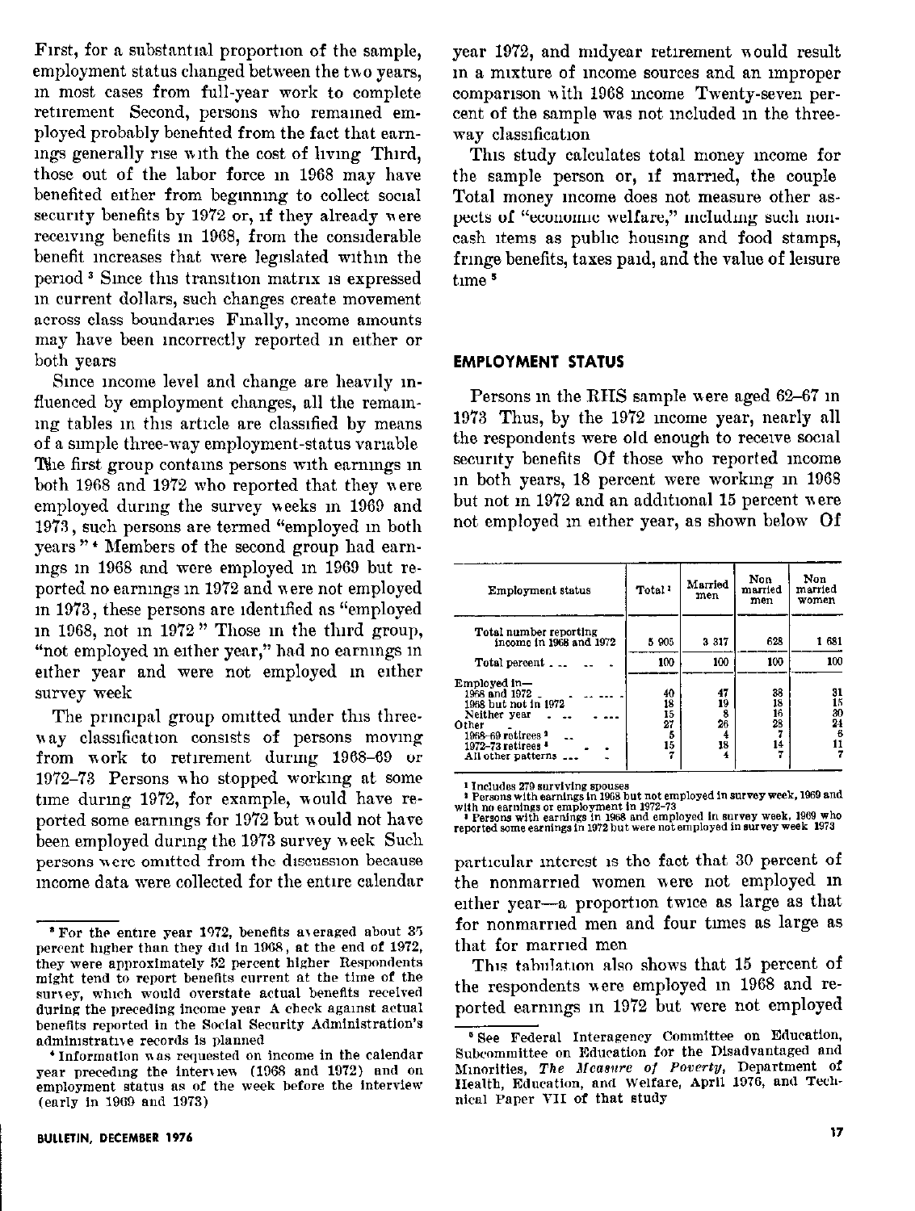First, for a substantial proportion of the sample, employment status changed between the two years, in most cases from full-year work to complete retirement. Second, persons who remained employed probably benefited from the fact that earnings generally rise with the cost of living. Third, those out of the labor force in 1968 may have benefited either from beginning to collect social security benefits by 1972 or, if they already were receiving benefits in 1968, from the considerable benefit increases that were legislated within the period.[3] Since this transition matrix is expressed in current dollars, such changes create movement across class boundaries. Finally, income amounts may have been incorrectly reported in either or both years.

Since income level and change are heavily influenced by employment changes, all the remaining tables in this article are classified by means of a simple three-way employment-status variable. The first group contains persons with earnings in both 1968 and 1972 who reported that they were employed during the survey weeks in 1969 and 1973; such persons are termed "employed in both years."[4] Members of the second group had earnings in 1968 and were employed in 1969 but reported no earnings in 1972 and were not employed in 1973; these persons are identified as "employed in 1968, not in 1972." Those in the third group, "not employed in either year," had no earnings in either year and were not employed in either survey week.

The principal group omitted under this three-way classification consists of persons moving from work to retirement during 1968–69 or 1972–73. Persons who stopped working at some time during 1972, for example, would have reported some earnings for 1972 but would not have been employed during the 1973 survey week. Such persons were omitted from the discussion because income data were collected for the entire calendar year 1972, and midyear retirement would result in a mixture of income sources and an improper comparison with 1968 income. Twenty-seven percent of the sample was not included in the three-way classification.

This study calculates total money income for the sample person or, if married, the couple. Total money income does not measure other aspects of "economic welfare," including such noncash items as public housing and food stamps, fringe benefits, taxes paid, and the value of leisure time.[5]

## EMPLOYMENT STATUS

Persons in the RHS sample were aged 62–67 in 1973. Thus, by the 1972 income year, nearly all the respondents were old enough to receive social security benefits. Of those who reported income in both years, 18 percent were working in 1968 but not in 1972 and an additional 15 percent were not employed in either year, as shown below. Of

| Employment status | Total[1] | Married men | Non married men | Non married women |
|---|---|---|---|---|
| Total number reporting income in 1968 and 1972 | 5 905 | 3 317 | 628 | 1 681 |
| Total percent | 100 | 100 | 100 | 100 |
| Employed in— | | | | |
| 1968 and 1972 | 40 | 47 | 38 | 31 |
| 1968 but not in 1972 | 18 | 19 | 18 | 15 |
| Neither year | 15 | 8 | 16 | 30 |
| Other | 27 | 26 | 28 | 24 |
| 1968–69 retirees[2] | 5 | 4 | 7 | 6 |
| 1972–73 retirees[3] | 15 | 18 | 14 | 11 |
| All other patterns | 7 | 4 | 7 | 7 |

[1] Includes 279 surviving spouses.
[2] Persons with earnings in 1968 but not employed in survey week, 1969 and with no earnings or employment in 1972–73.
[3] Persons with earnings in 1968 and employed in survey week, 1969 who reported some earnings in 1972 but were not employed in survey week 1973.

particular interest is the fact that 30 percent of the nonmarried women were not employed in either year—a proportion twice as large as that for nonmarried men and four times as large as that for married men.

This tabulation also shows that 15 percent of the respondents were employed in 1968 and reported earnings in 1972 but were not employed

[3] For the entire year 1972, benefits averaged about 35 percent higher than they did in 1968; at the end of 1972, they were approximately 52 percent higher. Respondents might tend to report benefits current at the time of the survey, which would overstate actual benefits received during the preceding income year. A check against actual benefits reported in the Social Security Administration's administrative records is planned.

[4] Information was requested on income in the calendar year preceding the interview (1968 and 1972) and on employment status as of the week before the interview (early in 1969 and 1973).

[5] See Federal Interagency Committee on Education, Subcommittee on Education for the Disadvantaged and Minorities, *The Measure of Poverty*, Department of Health, Education, and Welfare, April 1976, and Technical Paper VII of that study.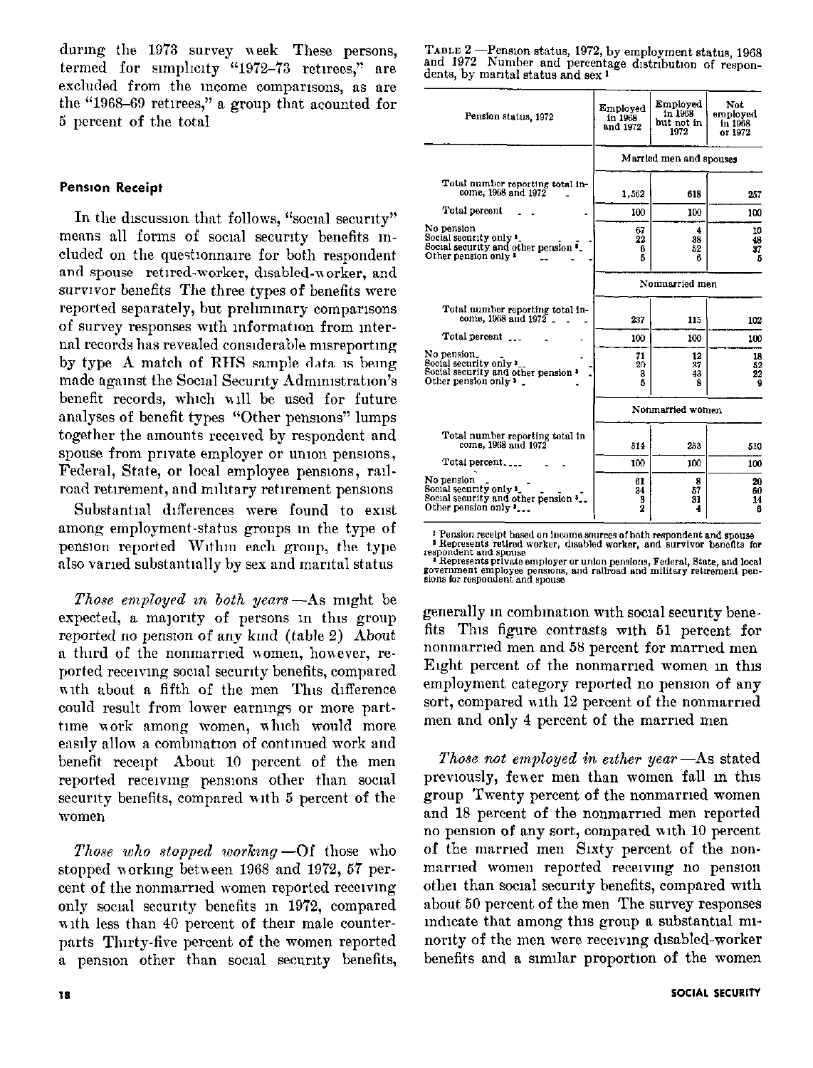during the 1973 survey week These persons, termed for simplicity "1972–73 retirees," are excluded from the income comparisons, as are the "1968–69 retirees," a group that acounted for 5 percent of the total

## Pension Receipt

In the discussion that follows, "social security" means all forms of social security benefits included on the questionnaire for both respondent and spouse retired-worker, disabled-worker, and survivor benefits The three types of benefits were reported separately, but preliminary comparisons of survey responses with information from internal records has revealed considerable misreporting by type A match of RHS sample data is being made against the Social Security Administration's benefit records, which will be used for future analyses of benefit types "Other pensions" lumps together the amounts received by respondent and spouse from private employer or union pensions, Federal, State, or local employee pensions, railroad retirement, and military retirement pensions

Substantial differences were found to exist among employment-status groups in the type of pension reported Within each group, the type also varied substantially by sex and marital status

*Those employed in both years*—As might be expected, a majority of persons in this group reported no pension of any kind (table 2) About a third of the nonmarried women, however, reported receiving social security benefits, compared with about a fifth of the men This difference could result from lower earnings or more part-time work among women, which would more easily allow a combination of continued work and benefit receipt About 10 percent of the men reported receiving pensions other than social security benefits, compared with 5 percent of the women

*Those who stopped working*—Of those who stopped working between 1968 and 1972, 57 percent of the nonmarried women reported receiving only social security benefits in 1972, compared with less than 40 percent of their male counterparts Thirty-five percent of the women reported a pension other than social security benefits, generally in combination with social security benefits This figure contrasts with 51 percent for nonmarried men and 58 percent for married men Eight percent of the nonmarried women in this employment category reported no pension of any sort, compared with 12 percent of the nonmarried men and only 4 percent of the married men

*Those not employed in either year*—As stated previously, fewer men than women fall in this group Twenty percent of the nonmarried women and 18 percent of the nonmarried men reported no pension of any sort, compared with 10 percent of the married men Sixty percent of the nonmarried women reported receiving no pension other than social security benefits, compared with about 50 percent of the men The survey responses indicate that among this group a substantial minority of the men were receiving disabled-worker benefits and a similar proportion of the women

TABLE 2—Pension status, 1972, by employment status, 1968 and 1972 Number and percentage distribution of respondents, by marital status and sex [1]

| Pension status, 1972 | Employed in 1968 and 1972 | Employed in 1968 but not in 1972 | Not employed in 1968 or 1972 |
|---|---|---|---|
| | Married men and spouses | | |
| Total number reporting total income, 1968 and 1972 | 1,562 | 618 | 257 |
| Total percent | 100 | 100 | 100 |
| No pension | 67 | 4 | 10 |
| Social security only [2] | 22 | 38 | 48 |
| Social security and other pension [3] | 6 | 52 | 37 |
| Other pension only [3] | 5 | 6 | 5 |
| | Nonmarried men | | |
| Total number reporting total income, 1968 and 1972 | 237 | 115 | 102 |
| Total percent | 100 | 100 | 100 |
| No pension | 71 | 12 | 18 |
| Social security only [2] | 20 | 37 | 52 |
| Social security and other pension [3] | 3 | 43 | 22 |
| Other pension only [3] | 5 | 8 | 9 |
| | Nonmarried women | | |
| Total number reporting total in come, 1968 and 1972 | 514 | 253 | 510 |
| Total percent | 100 | 100 | 100 |
| No pension | 61 | 8 | 20 |
| Social security only [2] | 34 | 57 | 60 |
| Social security and other pension [3] | 3 | 31 | 14 |
| Other pension only [3] | 2 | 4 | 6 |

[1] Pension receipt based on income sources of both respondent and spouse
[2] Represents retired worker, disabled worker, and survivor benefits for respondent and spouse
[3] Represents private employer or union pensions, Federal, State, and local government employee pensions, and railroad and military retirement pensions for respondent and spouse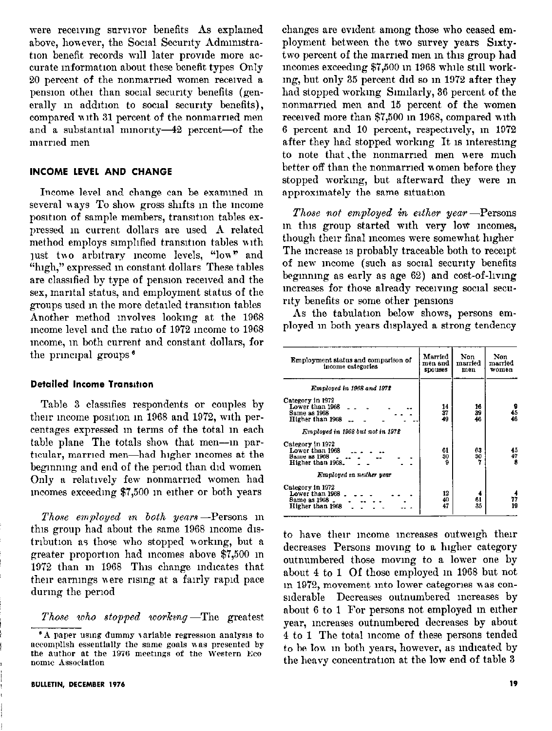were receiving survivor benefits As explained above, however, the Social Security Administration benefit records will later provide more accurate information about these benefit types Only 20 percent of the nonmarried women received a pension other than social security benefits (generally in addition to social security benefits), compared with 31 percent of the nonmarried men and a substantial minority—42 percent—of the married men

## INCOME LEVEL AND CHANGE

Income level and change can be examined in several ways To show gross shifts in the income position of sample members, transition tables expressed in current dollars are used A related method employs simplified transition tables with just two arbitrary income levels, "low" and "high," expressed in constant dollars These tables are classified by type of pension received and the sex, marital status, and employment status of the groups used in the more detailed transition tables Another method involves looking at the 1968 income level and the ratio of 1972 income to 1968 income, in both current and constant dollars, for the principal groups [6]

### Detailed Income Transition

Table 3 classifies respondents or couples by their income position in 1968 and 1972, with percentages expressed in terms of the total in each table plane The totals show that men—in particular, married men—had higher incomes at the beginning and end of the period than did women Only a relatively few nonmarried women had incomes exceeding $7,500 in either or both years

*Those employed in both years*—Persons in this group had about the same 1968 income distribution as those who stopped working, but a greater proportion had incomes above $7,500 in 1972 than in 1968 This change indicates that their earnings were rising at a fairly rapid pace during the period

*Those who stopped working*—The greatest changes are evident among those who ceased employment between the two survey years Sixty-two percent of the married men in this group had incomes exceeding $7,500 in 1968 while still working, but only 35 percent did so in 1972 after they had stopped working Similarly, 36 percent of the nonmarried men and 15 percent of the women received more than $7,500 in 1968, compared with 6 percent and 10 percent, respectively, in 1972 after they had stopped working It is interesting to note that the nonmarried men were much better off than the nonmarried women before they stopped working, but afterward they were in approximately the same situation

*Those not employed in either year*—Persons in this group started with very low incomes, though their final incomes were somewhat higher The increase is probably traceable both to receipt of new income (such as social security benefits beginning as early as age 62) and cost-of-living increases for those already receiving social security benefits or some other pensions

As the tabulation below shows, persons employed in both years displayed a strong tendency

| Employment status and comparison of income categories | Married men and spouses | Nonmarried men | Nonmarried women |
|---|---|---|---|
| *Employed in 1968 and 1972* | | | |
| Category in 1972 | | | |
| Lower than 1968 | 14 | 16 | 9 |
| Same as 1968 | 37 | 39 | 45 |
| Higher than 1968 | 49 | 46 | 46 |
| *Employed in 1968 but not in 1972* | | | |
| Category in 1972 | | | |
| Lower than 1968 | 61 | 63 | 45 |
| Same as 1968 | 30 | 30 | 47 |
| Higher than 1968 | 9 | 7 | 8 |
| *Employed in neither year* | | | |
| Category in 1972 | | | |
| Lower than 1968 | 12 | 4 | 4 |
| Same as 1968 | 40 | 61 | 77 |
| Higher than 1968 | 47 | 35 | 19 |

to have their income increases outweigh their decreases Persons moving to a higher category outnumbered those moving to a lower one by about 4 to 1 Of those employed in 1968 but not in 1972, movement into lower categories was considerable Decreases outnumbered increases by about 6 to 1 For persons not employed in either year, increases outnumbered decreases by about 4 to 1 The total income of these persons tended to be low in both years, however, as indicated by the heavy concentration at the low end of table 3

[6] A paper using dummy variable regression analysis to accomplish essentially the same goals was presented by the author at the 1976 meetings of the Western Economic Association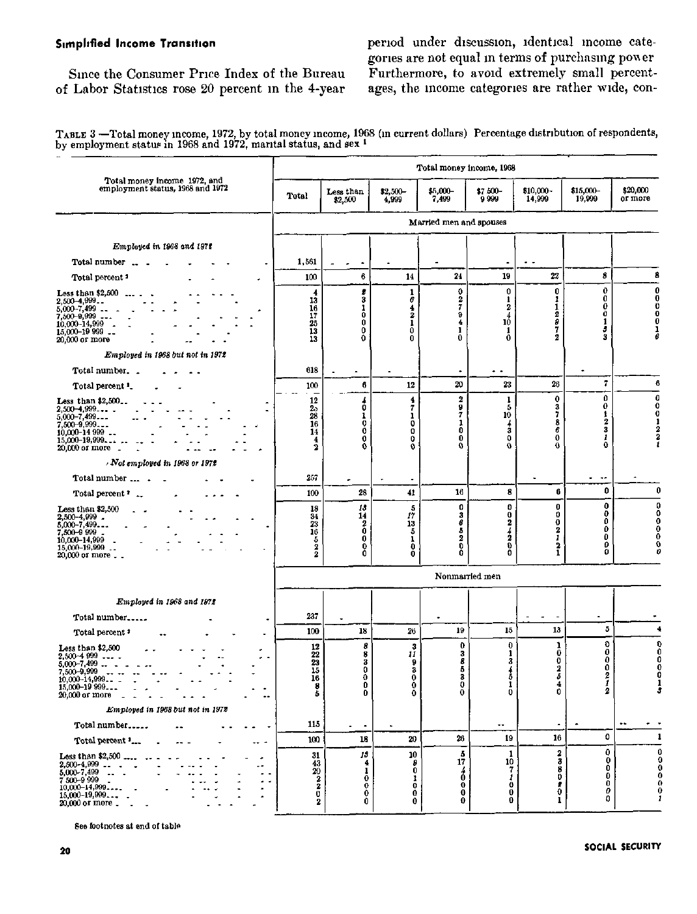### Simplified Income Transition

Since the Consumer Price Index of the Bureau of Labor Statistics rose 20 percent in the 4-year period under discussion, identical income categories are not equal in terms of purchasing power Furthermore, to avoid extremely small percentages, the income categories are rather wide, con-

TABLE 3 —Total money income, 1972, by total money income, 1968 (in current dollars) Percentage distribution of respondents, by employment status in 1968 and 1972, marital status, and sex [1]

| Total money income 1972, and employment status, 1968 and 1972 | Total money income, 1968 | | | | | | | |
|---|---|---|---|---|---|---|---|---|
| | Total | Less than $2,500 | $2,500–4,999 | $5,000–7,499 | $7,500–9,999 | $10,000–14,999 | $15,000–19,999 | $20,000 or more |
| | Married men and spouses | | | | | | | |
| *Employed in 1968 and 1972* | | | | | | | | |
| Total number | 1,561 | | | | | | | |
| Total percent [2] | 100 | 6 | 14 | 24 | 19 | 22 | 8 | 8 |
| Less than $2,500 | 4 | 2 | 1 | 0 | 0 | 0 | 0 | 0 |
| 2,500–4,999 | 13 | 3 | 6 | 2 | 1 | 1 | 0 | 0 |
| 5,000–7,499 | 16 | 1 | 4 | 7 | 2 | 1 | 0 | 0 |
| 7,500–9,999 | 17 | 0 | 2 | 9 | 4 | 2 | 0 | 0 |
| 10,000–14,999 | 25 | 0 | 1 | 4 | 10 | 9 | 1 | 0 |
| 15,000–19,999 | 13 | 0 | 0 | 1 | 1 | 7 | 3 | 1 |
| 20,000 or more | 13 | 0 | 0 | 0 | 0 | 2 | 3 | 6 |
| *Employed in 1968 but not in 1972* | | | | | | | | |
| Total number | 618 | | | | | | | |
| Total percent [2] | 100 | 6 | 12 | 20 | 23 | 26 | 7 | 6 |
| Less than $2,500 | 12 | 4 | 4 | 2 | 1 | 0 | 0 | 0 |
| 2,500–4,999 | 25 | 0 | 7 | 9 | 5 | 3 | 0 | 0 |
| 5,000–7,499 | 28 | 1 | 1 | 7 | 10 | 7 | 1 | 0 |
| 7,500–9,999 | 16 | 0 | 0 | 1 | 4 | 8 | 2 | 1 |
| 10,000–14,999 | 14 | 0 | 0 | 0 | 3 | 6 | 3 | 2 |
| 15,000–19,999 | 4 | 0 | 0 | 0 | 0 | 0 | 1 | 2 |
| 20,000 or more | 2 | 0 | 0 | 0 | 0 | 0 | 0 | 1 |
| *Not employed in 1968 or 1972* | | | | | | | | |
| Total number | 257 | | | | | | | |
| Total percent [2] | 100 | 28 | 41 | 16 | 8 | 6 | 0 | 0 |
| Less than $2,500 | 18 | 13 | 5 | 0 | 0 | 0 | 0 | 0 |
| 2,500–4,999 | 34 | 14 | 17 | 3 | 0 | 0 | 0 | 0 |
| 5,000–7,499 | 23 | 2 | 13 | 6 | 2 | 0 | 0 | 0 |
| 7,500–9,999 | 16 | 0 | 5 | 5 | 4 | 2 | 0 | 0 |
| 10,000–14,999 | 5 | 0 | 1 | 2 | 2 | 1 | 0 | 0 |
| 15,000–19,999 | 2 | 0 | 0 | 0 | 0 | 2 | 0 | 0 |
| 20,000 or more | 2 | 0 | 0 | 0 | 0 | 1 | 0 | 0 |
| | Nonmarried men | | | | | | | |
| *Employed in 1968 and 1972* | | | | | | | | |
| Total number | 237 | | | | | | | |
| Total percent [2] | 100 | 18 | 26 | 19 | 15 | 13 | 5 | 4 |
| Less than $2,500 | 12 | 8 | 3 | 0 | 0 | 1 | 0 | 0 |
| 2,500–4,999 | 22 | 8 | 11 | 3 | 1 | 0 | 0 | 0 |
| 5,000–7,499 | 23 | 3 | 9 | 8 | 3 | 0 | 0 | 0 |
| 7,500–9,999 | 15 | 0 | 3 | 5 | 4 | 2 | 0 | 0 |
| 10,000–14,999 | 16 | 0 | 0 | 3 | 5 | 5 | 2 | 0 |
| 15,000–19,999 | 8 | 0 | 0 | 0 | 1 | 4 | 1 | 1 |
| 20,000 or more | 5 | 0 | 0 | 0 | 0 | 0 | 2 | 3 |
| *Employed in 1968 but not in 1972* | | | | | | | | |
| Total number | 115 | | | | | | | |
| Total percent [2] | 100 | 18 | 20 | 26 | 19 | 16 | 0 | 1 |
| Less than $2,500 | 31 | 13 | 10 | 5 | 1 | 2 | 0 | 0 |
| 2,500–4,999 | 43 | 4 | 8 | 17 | 10 | 3 | 0 | 0 |
| 5,000–7,499 | 20 | 1 | 0 | 4 | 7 | 8 | 0 | 0 |
| 7,500–9,999 | 2 | 0 | 1 | 0 | 1 | 0 | 0 | 0 |
| 10,000–14,999 | 2 | 0 | 0 | 0 | 0 | 2 | 0 | 0 |
| 15,000–19,999 | 0 | 0 | 0 | 0 | 0 | 0 | 0 | 0 |
| 20,000 or more | 2 | 0 | 0 | 0 | 0 | 1 | 0 | 1 |

See footnotes at end of table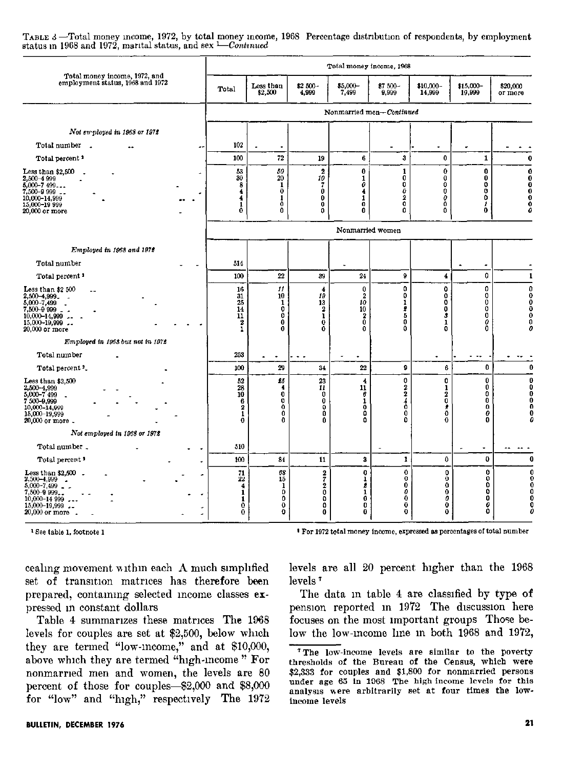TABLE 3 —Total money income, 1972, by total money income, 1968 Percentage distribution of respondents, by employment status in 1968 and 1972, marital status, and sex [1]—*Continued*

| Total money income, 1972, and employment status, 1968 and 1972 | Total | Less than $2,500 | $2,500–4,999 | $5,000–7,499 | $7,500–9,999 | $10,000–14,999 | $15,000–19,999 | $20,000 or more |
|---|---|---|---|---|---|---|---|---|
| | Total money income, 1968 | | | | | | | |
| | Nonmarried men—*Continued* | | | | | | | |
| *Not employed in 1968 or 1972* | | | | | | | | |
| Total number | 102 | | | | | | | |
| Total percent [2] | 100 | 72 | 19 | 6 | 3 | 0 | 1 | 0 |
| Less than $2,500 | 53 | 50 | 2 | 0 | 1 | 0 | 0 | 0 |
| 2,500–4,999 | 30 | 20 | 10 | 1 | 0 | 0 | 0 | 0 |
| 5,000–7,499 | 8 | 1 | 7 | 0 | 0 | 0 | 0 | 0 |
| 7,500–9,999 | 4 | 0 | 0 | 4 | 0 | 0 | 0 | 0 |
| 10,000–14,999 | 4 | 1 | 0 | 1 | 2 | 0 | 0 | 0 |
| 15,000–19,999 | 1 | 0 | 0 | 0 | 0 | 0 | 1 | 0 |
| 20,000 or more | 0 | 0 | 0 | 0 | 0 | 0 | 0 | 0 |
| | Nonmarried women | | | | | | | |
| *Employed in 1968 and 1972* | | | | | | | | |
| Total number | 514 | | | | | | | |
| Total percent [2] | 100 | 22 | 39 | 24 | 9 | 4 | 0 | 1 |
| Less than $2,500 | 16 | 11 | 4 | 0 | 0 | 0 | 0 | 0 |
| 2,500–4,999 | 31 | 10 | 19 | 2 | 0 | 0 | 0 | 0 |
| 5,000–7,499 | 25 | 1 | 13 | 10 | 1 | 0 | 0 | 0 |
| 7,500–9,999 | 14 | 0 | 2 | 10 | 2 | 0 | 0 | 0 |
| 10,000–14,999 | 11 | 0 | 1 | 2 | 5 | 3 | 0 | 0 |
| 15,000–19,999 | 2 | 0 | 0 | 0 | 0 | 1 | 0 | 0 |
| 20,000 or more | 1 | 0 | 0 | 0 | 0 | 0 | 0 | 0 |
| *Employed in 1968 but not in 1972* | | | | | | | | |
| Total number | 253 | | | | | | | |
| Total percent [2] | 100 | 29 | 34 | 22 | 9 | 6 | 0 | 0 |
| Less than $2,500 | 52 | 25 | 23 | 4 | 0 | 0 | 0 | 0 |
| 2,500–4,999 | 28 | 4 | 11 | 11 | 2 | 1 | 0 | 0 |
| 5,000–7,499 | 10 | 0 | 0 | 6 | 2 | 2 | 0 | 0 |
| 7,500–9,999 | 6 | 0 | 0 | 1 | 4 | 0 | 0 | 0 |
| 10,000–14,999 | 2 | 0 | 0 | 0 | 0 | 2 | 0 | 0 |
| 15,000–19,999 | 1 | 0 | 0 | 0 | 0 | 0 | 0 | 0 |
| 20,000 or more | 0 | 0 | 0 | 0 | 0 | 0 | 0 | 0 |
| *Not employed in 1968 or 1972* | | | | | | | | |
| Total number | 510 | | | | | | | |
| Total percent [2] | 100 | 84 | 11 | 3 | 1 | 0 | 0 | 0 |
| Less than $2,500 | 71 | 68 | 2 | 0 | 0 | 0 | 0 | 0 |
| 2,500–4,999 | 22 | 15 | 7 | 1 | 0 | 0 | 0 | 0 |
| 5,000–7,499 | 4 | 1 | 2 | 2 | 0 | 0 | 0 | 0 |
| 7,500–9,999 | 1 | 0 | 0 | 1 | 0 | 0 | 0 | 0 |
| 10,000–14,999 | 1 | 0 | 0 | 0 | 0 | 0 | 0 | 0 |
| 15,000–19,999 | 0 | 0 | 0 | 0 | 0 | 0 | 0 | 0 |
| 20,000 or more | 0 | 0 | 0 | 0 | 0 | 0 | 0 | 0 |

[1] See table 1, footnote 1

[2] For 1972 total money income, expressed as percentages of total number

cealing movement within each A much simplified set of transition matrices has therefore been prepared, containing selected income classes expressed in constant dollars

Table 4 summarizes these matrices The 1968 levels for couples are set at $2,500, below which they are termed "low-income," and at $10,000, above which they are termed "high-income" For nonmarried men and women, the levels are 80 percent of those for couples—$2,000 and $8,000 for "low" and "high," respectively The 1972 levels are all 20 percent higher than the 1968 levels [7]

The data in table 4 are classified by type of pension reported in 1972 The discussion here focuses on the most important groups Those below the low-income line in both 1968 and 1972,

[7] The low-income levels are similar to the poverty thresholds of the Bureau of the Census, which were $2,333 for couples and $1,800 for nonmarried persons under age 65 in 1968 The high income levels for this analysis were arbitrarily set at four times the low-income levels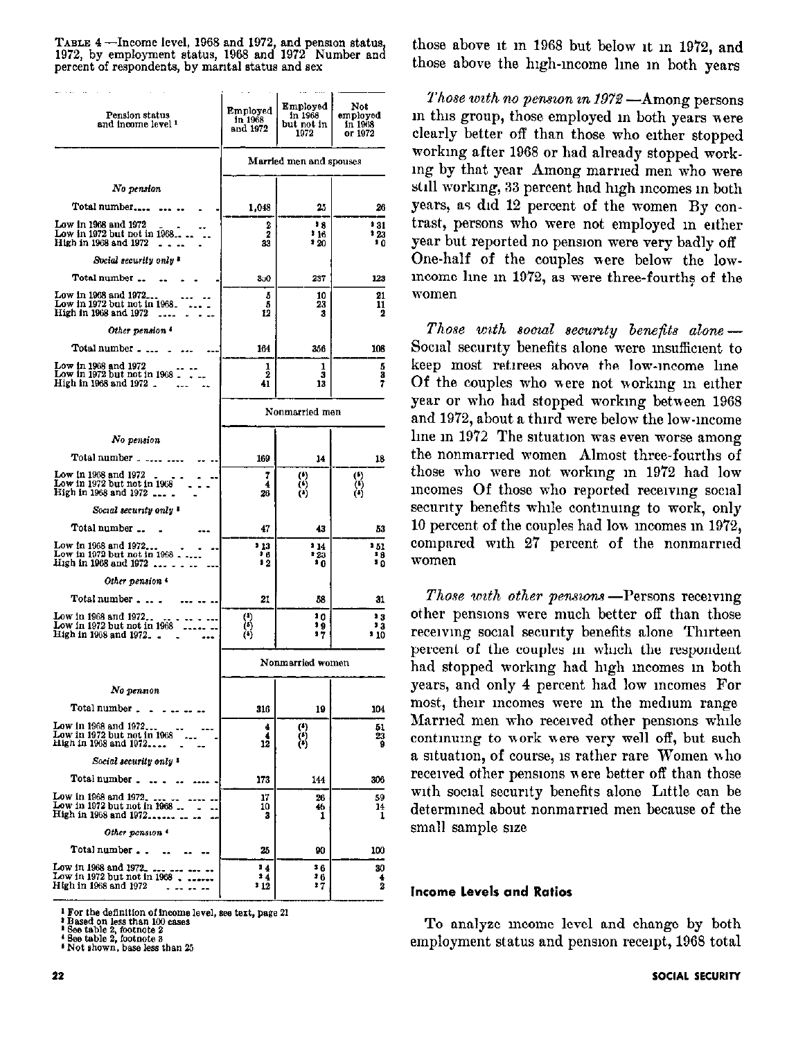TABLE 4.—Income level, 1968 and 1972, and pension status, 1972, by employment status, 1968 and 1972: Number and percent of respondents, by marital status and sex

| Pension status and income level [1] | Employed in 1968 and 1972 | Employed in 1968 but not in 1972 | Not employed in 1968 or 1972 |
|---|---|---|---|
| | Married men and spouses | | |
| *No pension* | | | |
| Total number | 1,048 | 25 | 26 |
| Low in 1968 and 1972 | 2 | [2] 8 | [2] 31 |
| Low in 1972 but not in 1968 | 2 | [2] 16 | [2] 23 |
| High in 1968 and 1972 | 33 | [2] 20 | [2] 0 |
| *Social security only* [3] | | | |
| Total number | 330 | 237 | 123 |
| Low in 1968 and 1972 | 5 | 10 | 21 |
| Low in 1972 but not in 1968 | 5 | 23 | 11 |
| High in 1968 and 1972 | 12 | 3 | 2 |
| *Other pension* [4] | | | |
| Total number | 164 | 356 | 108 |
| Low in 1968 and 1972 | 1 | 1 | 5 |
| Low in 1972 but not in 1968 | 2 | 3 | 3 |
| High in 1968 and 1972 | 41 | 13 | 7 |
| | Nonmarried men | | |
| *No pension* | | | |
| Total number | 169 | 14 | 18 |
| Low in 1968 and 1972 | 7 | (5) | (5) |
| Low in 1972 but not in 1968 | 4 | (5) | (5) |
| High in 1968 and 1972 | 26 | (5) | (5) |
| *Social security only* [3] | | | |
| Total number | 47 | 43 | 53 |
| Low in 1968 and 1972 | [2] 13 | [2] 14 | [2] 51 |
| Low in 1972 but not in 1968 | [2] 6 | [2] 23 | [2] 8 |
| High in 1968 and 1972 | [2] 2 | [2] 0 | [2] 0 |
| *Other pension* [4] | | | |
| Total number | 21 | 58 | 31 |
| Low in 1968 and 1972 | (5) | [2] 0 | [2] 3 |
| Low in 1972 but not in 1968 | (5) | [2] 9 | [2] 3 |
| High in 1968 and 1972 | (5) | [2] 7 | [2] 10 |
| | Nonmarried women | | |
| *No pension* | | | |
| Total number | 316 | 19 | 104 |
| Low in 1968 and 1972 | 4 | (5) | 51 |
| Low in 1972 but not in 1968 | 4 | (5) | 23 |
| High in 1968 and 1972 | 12 | (5) | 9 |
| *Social security only* [3] | | | |
| Total number | 173 | 144 | 306 |
| Low in 1968 and 1972 | 17 | 26 | 59 |
| Low in 1972 but not in 1968 | 10 | 46 | 14 |
| High in 1968 and 1972 | 3 | 1 | 1 |
| *Other pension* [4] | | | |
| Total number | 25 | 90 | 100 |
| Low in 1968 and 1972 | [2] 4 | [2] 6 | 30 |
| Low in 1972 but not in 1968 | [2] 4 | [2] 6 | 4 |
| High in 1968 and 1972 | [2] 12 | [2] 7 | 2 |

[1] For the definition of income level, see text, page 21

[2] Based on less than 100 cases

[3] See table 2, footnote 2

[4] See table 2, footnote 3

[5] Not shown, base less than 25

those above it in 1968 but below it in 1972, and those above the high-income line in both years

*Those with no pension in 1972*.—Among persons in this group, those employed in both years were clearly better off than those who either stopped working after 1968 or had already stopped working by that year. Among married men who were still working, 33 percent had high incomes in both years, as did 12 percent of the women. By contrast, persons who were not employed in either year but reported no pension were very badly off. One-half of the couples were below the low-income line in 1972, as were three-fourths of the women

*Those with social security benefits alone*.—Social security benefits alone were insufficient to keep most retirees above the low-income line. Of the couples who were not working in either year or who had stopped working between 1968 and 1972, about a third were below the low-income line in 1972. The situation was even worse among the nonmarried women. Almost three-fourths of those who were not working in 1972 had low incomes. Of those who reported receiving social security benefits while continuing to work, only 10 percent of the couples had low incomes in 1972, compared with 27 percent of the nonmarried women

*Those with other pensions*.—Persons receiving other pensions were much better off than those receiving social security benefits alone. Thirteen percent of the couples in which the respondent had stopped working had high incomes in both years, and only 4 percent had low incomes. For most, their incomes were in the medium range. Married men who received other pensions while continuing to work were very well off, but such a situation, of course, is rather rare. Women who received other pensions were better off than those with social security benefits alone. Little can be determined about nonmarried men because of the small sample size

## Income Levels and Ratios

To analyze income level and change by both employment status and pension receipt, 1968 total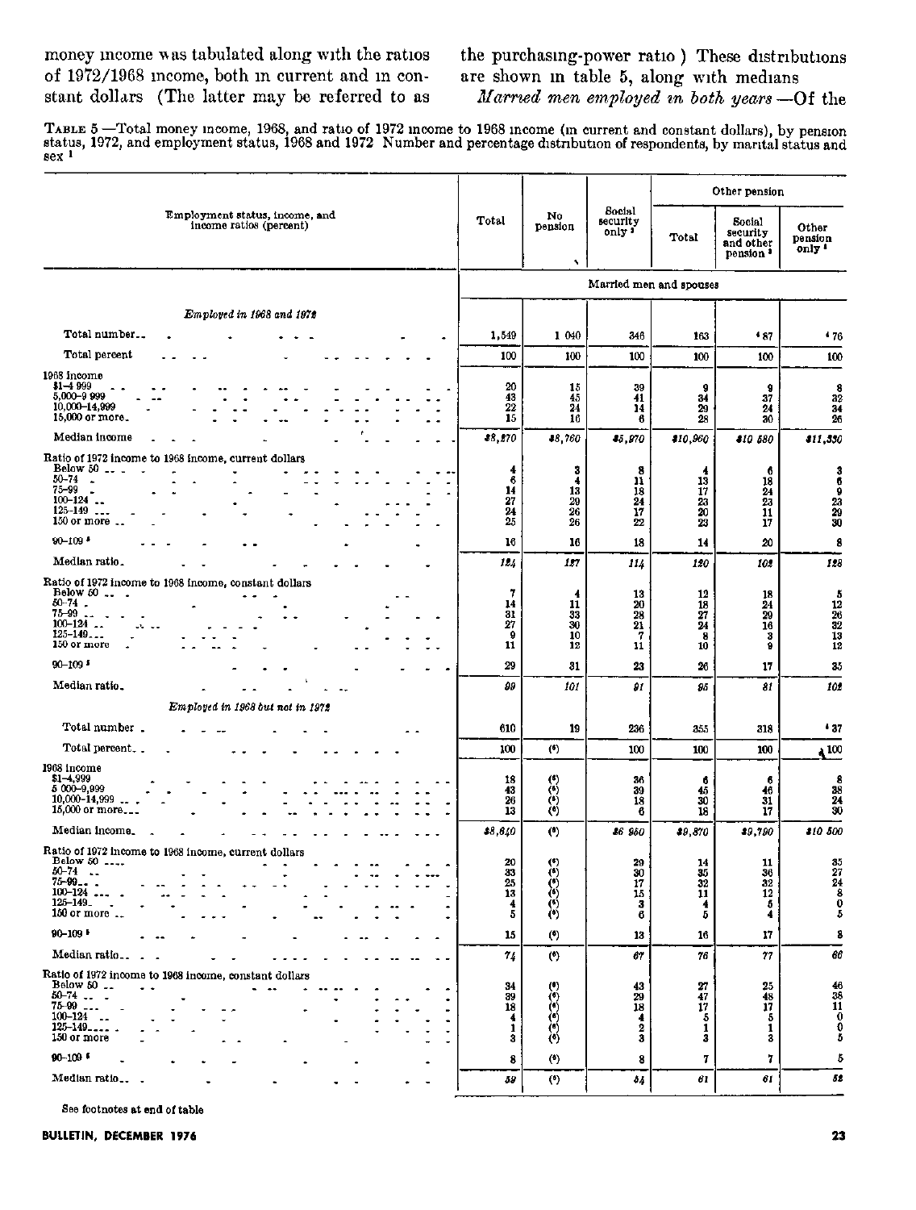money income was tabulated along with the ratios of 1972/1968 income, both in current and in constant dollars (The latter may be referred to as the purchasing-power ratio ) These distributions are shown in table 5, along with medians

*Married men employed in both years* —Of the

TABLE 5 —Total money income, 1968, and ratio of 1972 income to 1968 income (in current and constant dollars), by pension status, 1972, and employment status, 1968 and 1972 Number and percentage distribution of respondents, by marital status and sex [1]

| Employment status, income, and income ratios (percent) | Total | No pension | Social security only [2] | Other pension | | |
|---|---|---|---|---|---|---|
| | | | | Total | Social security and other pension [3] | Other pension only [4] |
| | Married men and spouses | | | | | |
| *Employed in 1968 and 1972* | | | | | | |
| Total number | 1,549 | 1 040 | 346 | 163 | [4] 87 | [4] 76 |
| Total percent | 100 | 100 | 100 | 100 | 100 | 100 |
| 1968 income | | | | | | |
| $1–4 999 | 20 | 15 | 39 | 9 | 9 | 8 |
| 5,000–9 999 | 43 | 45 | 41 | 34 | 37 | 32 |
| 10,000–14,999 | 22 | 24 | 14 | 29 | 24 | 34 |
| 15,000 or more | 15 | 16 | 6 | 28 | 30 | 26 |
| Median income | *$8,270* | *$8,760* | *$5,970* | *$10,960* | *$10 580* | *$11,330* |
| Ratio of 1972 income to 1968 income, current dollars | | | | | | |
| Below 50 | 4 | 3 | 8 | 4 | 6 | 3 |
| 50–74 | 6 | 4 | 11 | 13 | 18 | 6 |
| 75–99 | 14 | 13 | 18 | 17 | 24 | 9 |
| 100–124 | 27 | 29 | 24 | 23 | 23 | 23 |
| 125–149 | 24 | 26 | 17 | 20 | 11 | 29 |
| 150 or more | 25 | 26 | 22 | 23 | 17 | 30 |
| 90–109 [5] | 16 | 16 | 18 | 14 | 20 | 8 |
| Median ratio | *124* | *127* | *114* | *120* | *102* | *128* |
| Ratio of 1972 income to 1968 income, constant dollars | | | | | | |
| Below 50 | 7 | 4 | 13 | 12 | 18 | 5 |
| 50–74 | 14 | 11 | 20 | 18 | 24 | 12 |
| 75–99 | 31 | 33 | 28 | 27 | 29 | 26 |
| 100–124 | 27 | 30 | 21 | 24 | 16 | 32 |
| 125–149 | 9 | 10 | 7 | 8 | 3 | 13 |
| 150 or more | 11 | 12 | 11 | 10 | 9 | 12 |
| 90–109 [5] | 29 | 31 | 23 | 26 | 17 | 35 |
| Median ratio | *99* | *101* | *91* | *95* | *81* | *102* |
| *Employed in 1968 but not in 1972* | | | | | | |
| Total number | 610 | 19 | 236 | 355 | 318 | [4] 37 |
| Total percent | 100 | (6) | 100 | 100 | 100 | 100 |
| 1968 income | | | | | | |
| $1–4,999 | 18 | (6) | 36 | 6 | 6 | 8 |
| 5 000–9,999 | 43 | (6) | 39 | 45 | 46 | 38 |
| 10,000–14,999 | 26 | (6) | 18 | 30 | 31 | 24 |
| 15,000 or more | 13 | (6) | 6 | 18 | 17 | 30 |
| Median income | *$8,840* | (6) | *$6 950* | *$9,870* | *$9,790* | *$10 500* |
| Ratio of 1972 income to 1968 income, current dollars | | | | | | |
| Below 50 | 20 | (6) | 29 | 14 | 11 | 35 |
| 50–74 | 33 | (6) | 30 | 35 | 36 | 27 |
| 75–99 | 25 | (6) | 17 | 32 | 32 | 24 |
| 100–124 | 13 | (6) | 15 | 11 | 12 | 8 |
| 125–149 | 4 | (6) | 3 | 4 | 5 | 0 |
| 150 or more | 5 | (6) | 6 | 5 | 4 | 5 |
| 90–109 [5] | 15 | (6) | 13 | 16 | 17 | 8 |
| Median ratio | *74* | (6) | *67* | *76* | *77* | *66* |
| Ratio of 1972 income to 1968 income, constant dollars | | | | | | |
| Below 50 | 34 | (6) | 43 | 27 | 25 | 46 |
| 50–74 | 39 | (6) | 29 | 47 | 48 | 38 |
| 75–99 | 18 | (6) | 18 | 17 | 17 | 11 |
| 100–124 | 4 | (6) | 4 | 5 | 5 | 0 |
| 125–149 | 1 | (6) | 2 | 1 | 1 | 0 |
| 150 or more | 3 | (6) | 3 | 3 | 3 | 5 |
| 90–109 [5] | 8 | (6) | 8 | 7 | 7 | 5 |
| Median ratio | *59* | (6) | *54* | *61* | *61* | *52* |

See footnotes at end of table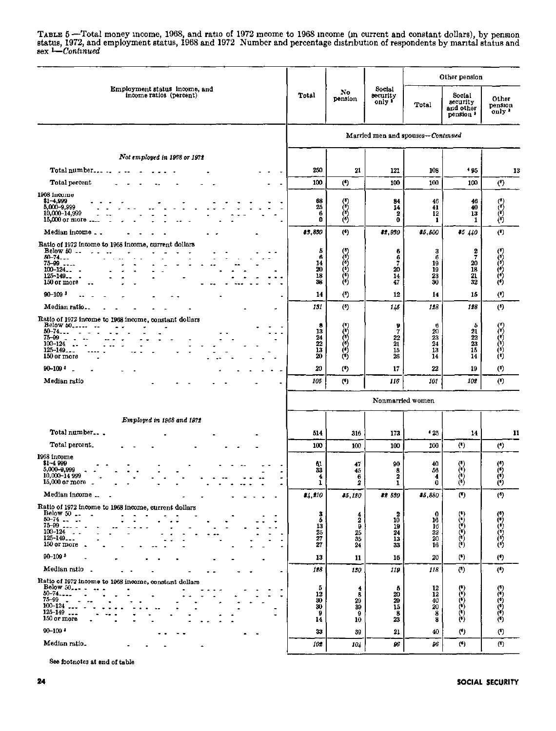TABLE 5.—Total money income, 1968, and ratio of 1972 income to 1968 income (in current and constant dollars), by pension status, 1972, and employment status, 1968 and 1972. Number and percentage distribution of respondents by marital status and sex [1]—*Continued*

| Employment status, income, and income ratios (percent) | Total | No pension | Social security only [2] | Other pension: Total | Other pension: Social security and other pension [3] | Other pension: Other pension only [3] |
|---|---|---|---|---|---|---|
| | **Married men and spouses—*Continued*** | | | | | |
| ***Not employed in 1968 or 1972*** | | | | | | |
| Total number | 250 | 21 | 121 | 108 | [4] 95 | 13 |
| Total percent | 100 | ([6]) | 100 | 100 | 100 | ([6]) |
| 1968 income | | | | | | |
| $1–4,999 | 68 | ([6]) | 84 | 46 | 46 | ([6]) |
| 5,000–9,999 | 25 | ([6]) | 14 | 41 | 40 | ([6]) |
| 10,000–14,999 | 6 | ([6]) | 2 | 12 | 13 | ([6]) |
| 15,000 or more | 0 | ([6]) | 0 | 1 | 1 | ([6]) |
| Median income | *$3,850* | ([6]) | *$2,950* | *$5,500* | *$5,440* | ([6]) |
| Ratio of 1972 income to 1968 income, current dollars | | | | | | |
| Below 50 | 5 | ([6]) | 6 | 3 | 2 | ([6]) |
| 50–74 | 6 | ([6]) | 6 | 6 | 7 | ([6]) |
| 75–99 | 14 | ([6]) | 7 | 19 | 20 | ([6]) |
| 100–124 | 20 | ([6]) | 20 | 19 | 18 | ([6]) |
| 125–149 | 18 | ([6]) | 14 | 23 | 21 | ([6]) |
| 150 or more | 38 | ([6]) | 47 | 30 | 32 | ([6]) |
| 90–109 [5] | 14 | ([6]) | 12 | 14 | 15 | ([6]) |
| Median ratio | *131* | ([6]) | *145* | *128* | *128* | ([6]) |
| Ratio of 1972 income to 1968 income, constant dollars | | | | | | |
| Below 50 | 8 | ([6]) | 9 | 6 | 5 | ([6]) |
| 50–74 | 13 | ([6]) | 7 | 20 | 21 | ([6]) |
| 75–99 | 24 | ([6]) | 22 | 23 | 22 | ([6]) |
| 100–124 | 22 | ([6]) | 21 | 24 | 23 | ([6]) |
| 125–149 | 13 | ([6]) | 15 | 13 | 15 | ([6]) |
| 150 or more | 20 | ([6]) | 26 | 14 | 14 | ([6]) |
| 90–109 [5] | 20 | ([6]) | 17 | 22 | 19 | ([6]) |
| Median ratio | *105* | ([6]) | *116* | *101* | *102* | ([6]) |
| | **Nonmarried women** | | | | | |
| ***Employed in 1968 and 1972*** | | | | | | |
| Total number | 514 | 316 | 173 | [4] 25 | 14 | 11 |
| Total percent | 100 | 100 | 100 | 100 | ([6]) | ([6]) |
| 1968 income | | | | | | |
| $1–4,999 | 61 | 47 | 90 | 40 | ([6]) | ([6]) |
| 5,000–9,999 | 33 | 45 | 8 | 56 | ([6]) | ([6]) |
| 10,000–14,999 | 4 | 6 | 2 | 4 | ([6]) | ([6]) |
| 15,000 or more | 1 | 2 | 1 | 0 | ([6]) | ([6]) |
| Median income | *$4,210* | *$5,120* | *$2,530* | *$5,880* | ([6]) | ([6]) |
| Ratio of 1972 income to 1968 income, current dollars | | | | | | |
| Below 50 | 3 | 4 | 2 | 0 | ([6]) | ([6]) |
| 50–74 | 5 | 2 | 10 | 16 | ([6]) | ([6]) |
| 75–99 | 13 | 9 | 19 | 16 | ([6]) | ([6]) |
| 100–124 | 25 | 25 | 24 | 32 | ([6]) | ([6]) |
| 125–149 | 27 | 35 | 13 | 20 | ([6]) | ([6]) |
| 150 or more | 27 | 24 | 33 | 16 | ([6]) | ([6]) |
| 90–109 [5] | 13 | 11 | 16 | 20 | ([6]) | ([6]) |
| Median ratio | *128* | *130* | *119* | *118* | ([6]) | ([6]) |
| Ratio of 1972 income to 1968 income, constant dollars | | | | | | |
| Below 50 | 5 | 4 | 5 | 12 | ([6]) | ([6]) |
| 50–74 | 12 | 8 | 20 | 12 | ([6]) | ([6]) |
| 75–99 | 30 | 29 | 29 | 40 | ([6]) | ([6]) |
| 100–124 | 30 | 39 | 15 | 20 | ([6]) | ([6]) |
| 125–149 | 9 | 9 | 8 | 8 | ([6]) | ([6]) |
| 150 or more | 14 | 10 | 23 | 8 | ([6]) | ([6]) |
| 90–109 [5] | 33 | 39 | 21 | 40 | ([6]) | ([6]) |
| Median ratio | *102* | *104* | *96* | *96* | ([6]) | ([6]) |

See footnotes at end of table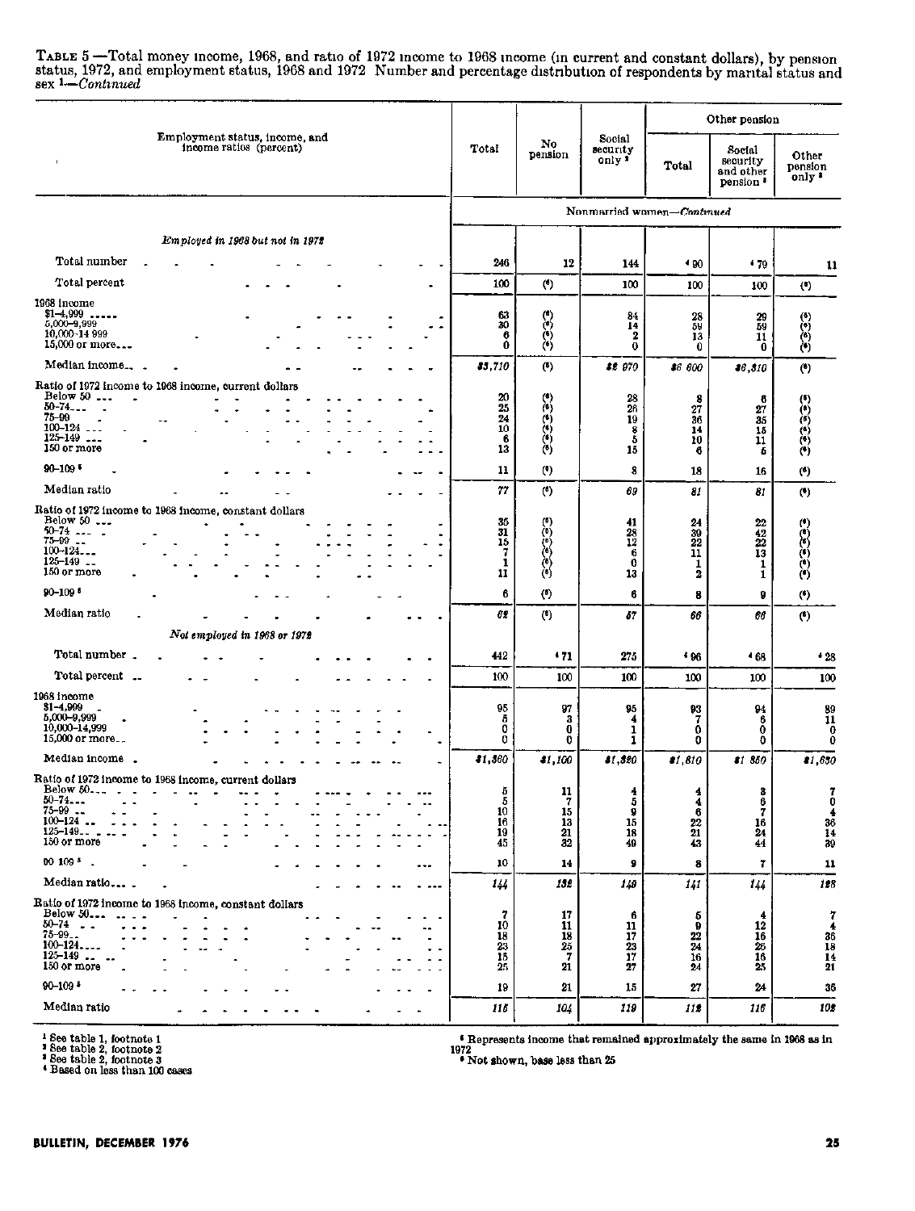TABLE 5.—Total money income, 1968, and ratio of 1972 income to 1968 income (in current and constant dollars), by pension status, 1972, and employment status, 1968 and 1972 Number and percentage distribution of respondents by marital status and sex [1]—*Continued*

| Employment status, income, and income ratios (percent) | Total | No pension | Social security only [2] | Other pension: Total | Other pension: Social security and other pension [3] | Other pension: Other pension only [3] |
|---|---|---|---|---|---|---|
| | *Nonmarried women—Continued* | | | | | |
| *Employed in 1968 but not in 1972* | | | | | | |
| Total number | 246 | 12 | 144 | [4] 90 | [4] 79 | 11 |
| Total percent | 100 | (6) | 100 | 100 | 100 | (6) |
| 1968 income | | | | | | |
| $1–4,999 | 63 | (6) | 84 | 28 | 29 | (6) |
| 5,000–9,999 | 30 | (6) | 14 | 59 | 59 | (6) |
| 10,000–14,999 | 6 | (6) | 2 | 13 | 11 | (6) |
| 15,000 or more | 0 | (6) | 0 | 0 | 0 | (6) |
| Median income | *$3,710* | (6) | *$2,970* | *$6,600* | *$6,310* | (6) |
| Ratio of 1972 income to 1968 income, current dollars | | | | | | |
| Below 50 | 20 | (6) | 28 | 8 | 6 | (6) |
| 50–74 | 25 | (6) | 26 | 27 | 27 | (6) |
| 75–99 | 24 | (6) | 19 | 36 | 35 | (6) |
| 100–124 | 10 | (6) | 8 | 14 | 15 | (6) |
| 125–149 | 6 | (6) | 5 | 10 | 11 | (6) |
| 150 or more | 13 | (6) | 15 | 6 | 6 | (6) |
| 90–109 [5] | 11 | (6) | 8 | 18 | 16 | (6) |
| Median ratio | *77* | (6) | *69* | *81* | *81* | (6) |
| Ratio of 1972 income to 1968 income, constant dollars | | | | | | |
| Below 50 | 35 | (6) | 41 | 24 | 22 | (6) |
| 50–74 | 31 | (6) | 28 | 39 | 42 | (6) |
| 75–99 | 15 | (6) | 12 | 22 | 22 | (6) |
| 100–124 | 7 | (6) | 6 | 11 | 13 | (6) |
| 125–149 | 1 | (6) | 0 | 1 | 1 | (6) |
| 150 or more | 11 | (6) | 13 | 2 | 1 | (6) |
| 90–109 [5] | 6 | (6) | 6 | 8 | 9 | (6) |
| Median ratio | *62* | (6) | *57* | *66* | *66* | (6) |
| *Not employed in 1968 or 1972* | | | | | | |
| Total number | 442 | [4] 71 | 275 | [4] 96 | [4] 68 | [4] 28 |
| Total percent | 100 | 100 | 100 | 100 | 100 | 100 |
| 1968 income | | | | | | |
| $1–4,999 | 95 | 97 | 95 | 93 | 94 | 89 |
| 5,000–9,999 | 5 | 3 | 4 | 7 | 6 | 11 |
| 10,000–14,999 | 0 | 0 | 1 | 0 | 0 | 0 |
| 15,000 or more | 0 | 0 | 1 | 0 | 0 | 0 |
| Median income | *$1,360* | *$1,100* | *$1,320* | *$1,810* | *$1,860* | *$1,650* |
| Ratio of 1972 income to 1968 income, current dollars | | | | | | |
| Below 50 | 5 | 11 | 4 | 4 | 3 | 7 |
| 50–74 | 5 | 7 | 5 | 4 | 6 | 0 |
| 75–99 | 10 | 15 | 9 | 6 | 7 | 4 |
| 100–124 | 16 | 13 | 15 | 22 | 16 | 36 |
| 125–149 | 19 | 21 | 18 | 21 | 24 | 14 |
| 150 or more | 45 | 32 | 49 | 43 | 44 | 39 |
| 90–109 [5] | 10 | 14 | 9 | 8 | 7 | 11 |
| Median ratio | *144* | *132* | *149* | *141* | *144* | *128* |
| Ratio of 1972 income to 1968 income, constant dollars | | | | | | |
| Below 50 | 7 | 17 | 6 | 5 | 4 | 7 |
| 50–74 | 10 | 11 | 11 | 9 | 12 | 4 |
| 75–99 | 18 | 18 | 17 | 22 | 16 | 36 |
| 100–124 | 23 | 25 | 23 | 24 | 25 | 18 |
| 125–149 | 15 | 7 | 17 | 16 | 16 | 14 |
| 150 or more | 25 | 21 | 27 | 24 | 25 | 21 |
| 90–109 [5] | 19 | 21 | 15 | 27 | 24 | 36 |
| Median ratio | *116* | *104* | *119* | *112* | *116* | *102* |

[1] See table 1, footnote 1
[2] See table 2, footnote 2
[3] See table 2, footnote 3
[4] Based on less than 100 cases
[5] Represents income that remained approximately the same in 1968 as in 1972
[6] Not shown, base less than 25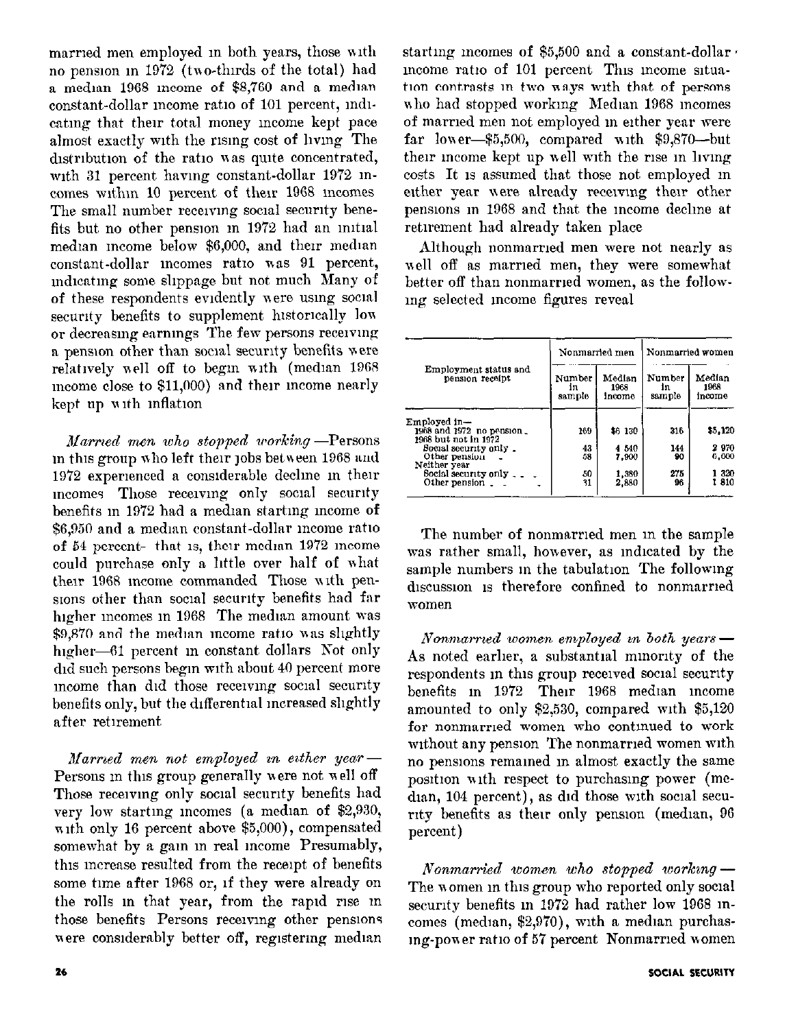married men employed in both years, those with no pension in 1972 (two-thirds of the total) had a median 1968 income of $8,760 and a median constant-dollar income ratio of 101 percent, indicating that their total money income kept pace almost exactly with the rising cost of living The distribution of the ratio was quite concentrated, with 31 percent having constant-dollar 1972 incomes within 10 percent of their 1968 incomes The small number receiving social security benefits but no other pension in 1972 had an initial median income below $6,000, and their median constant-dollar incomes ratio was 91 percent, indicating some slippage but not much Many of of these respondents evidently were using social security benefits to supplement historically low or decreasing earnings The few persons receiving a pension other than social security benefits were relatively well off to begin with (median 1968 income close to $11,000) and their income nearly kept up with inflation

*Married men who stopped working* —Persons in this group who left their jobs between 1968 and 1972 experienced a considerable decline in their incomes Those receiving only social security benefits in 1972 had a median starting income of $6,950 and a median constant-dollar income ratio of 54 percent- that is, their median 1972 income could purchase only a little over half of what their 1968 income commanded Those with pensions other than social security benefits had far higher incomes in 1968 The median amount was $9,870 and the median income ratio was slightly higher—61 percent in constant dollars Not only did such persons begin with about 40 percent more income than did those receiving social security benefits only, but the differential increased slightly after retirement

*Married men not employed in either year* — Persons in this group generally were not well off Those receiving only social security benefits had very low starting incomes (a median of $2,930, with only 16 percent above $5,000), compensated somewhat by a gain in real income Presumably, this increase resulted from the receipt of benefits some time after 1968 or, if they were already on the rolls in that year, from the rapid rise in those benefits Persons receiving other pensions were considerably better off, registering median starting incomes of $5,500 and a constant-dollar income ratio of 101 percent This income situation contrasts in two ways with that of persons who had stopped working Median 1968 incomes of married men not employed in either year were far lower—$5,500, compared with $9,870—but their income kept up well with the rise in living costs It is assumed that those not employed in either year were already receiving their other pensions in 1968 and that the income decline at retirement had already taken place

Although nonmarried men were not nearly as well off as married men, they were somewhat better off than nonmarried women, as the following selected income figures reveal

| Employment status and pension receipt | Nonmarried men | | Nonmarried women | |
|---|---|---|---|---|
| | Number in sample | Median 1968 income | Number in sample | Median 1968 income |
| Employed in— | | | | |
| 1968 and 1972 no pension | 169 | $6 130 | 316 | $5,120 |
| 1968 but not in 1972 | | | | |
| Social security only | 43 | 4 540 | 144 | 2 970 |
| Other pension | 58 | 7,900 | 90 | 6,600 |
| Neither year | | | | |
| Social security only | 50 | 1,380 | 275 | 1 320 |
| Other pension | 31 | 2,880 | 96 | 1 810 |

The number of nonmarried men in the sample was rather small, however, as indicated by the sample numbers in the tabulation The following discussion is therefore confined to nonmarried women

*Nonmarried women employed in both years* — As noted earlier, a substantial minority of the respondents in this group received social security benefits in 1972 Their 1968 median income amounted to only $2,530, compared with $5,120 for nonmarried women who continued to work without any pension The nonmarried women with no pensions remained in almost exactly the same position with respect to purchasing power (median, 104 percent), as did those with social security benefits as their only pension (median, 96 percent)

*Nonmarried women who stopped working* — The women in this group who reported only social security benefits in 1972 had rather low 1968 incomes (median, $2,970), with a median purchasing-power ratio of 57 percent Nonmarried women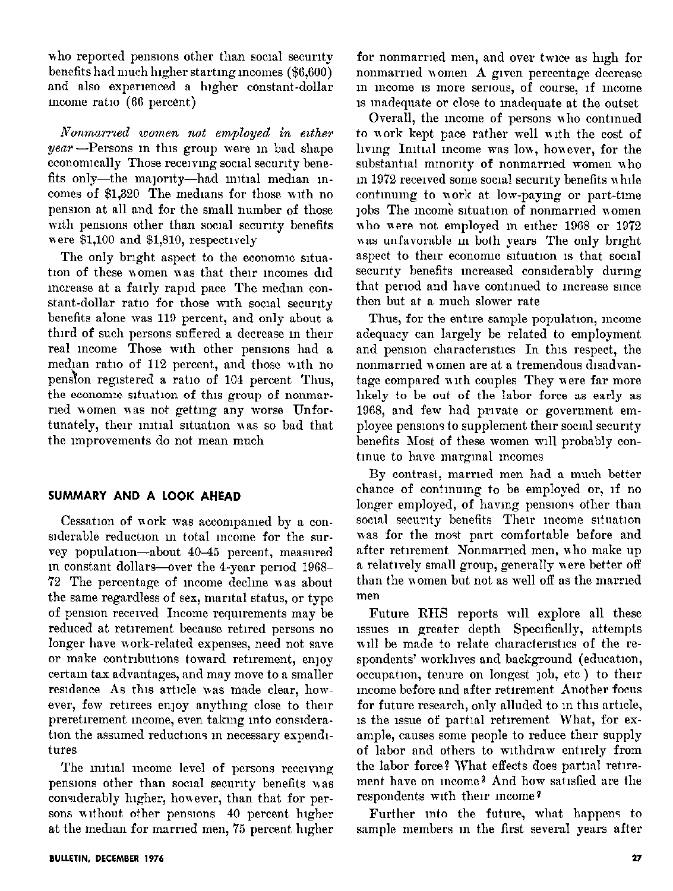who reported pensions other than social security benefits had much higher starting incomes ($6,600) and also experienced a higher constant-dollar income ratio (66 percent)

*Nonmarried women not employed in either year*.—Persons in this group were in bad shape economically Those receiving social security benefits only—the majority—had initial median incomes of $1,320 The medians for those with no pension at all and for the small number of those with pensions other than social security benefits were $1,100 and $1,810, respectively

The only bright aspect to the economic situation of these women was that their incomes did increase at a fairly rapid pace The median constant-dollar ratio for those with social security benefits alone was 119 percent, and only about a third of such persons suffered a decrease in their real income Those with other pensions had a median ratio of 112 percent, and those with no pension registered a ratio of 104 percent Thus, the economic situation of this group of nonmarried women was not getting any worse Unfortunately, their initial situation was so bad that the improvements do not mean much

## SUMMARY AND A LOOK AHEAD

Cessation of work was accompanied by a considerable reduction in total income for the survey population—about 40–45 percent, measured in constant dollars—over the 4-year period 1968–72 The percentage of income decline was about the same regardless of sex, marital status, or type of pension received Income requirements may be reduced at retirement because retired persons no longer have work-related expenses, need not save or make contributions toward retirement, enjoy certain tax advantages, and may move to a smaller residence As this article was made clear, however, few retirees enjoy anything close to their preretirement income, even taking into consideration the assumed reductions in necessary expenditures

The initial income level of persons receiving pensions other than social security benefits was considerably higher, however, than that for persons without other pensions 40 percent higher at the median for married men, 75 percent higher for nonmarried men, and over twice as high for nonmarried women A given percentage decrease in income is more serious, of course, if income is inadequate or close to inadequate at the outset

Overall, the income of persons who continued to work kept pace rather well with the cost of living Initial income was low, however, for the substantial minority of nonmarried women who in 1972 received some social security benefits while continuing to work at low-paying or part-time jobs The income situation of nonmarried women who were not employed in either 1968 or 1972 was unfavorable in both years The only bright aspect to their economic situation is that social security benefits increased considerably during that period and have continued to increase since then but at a much slower rate

Thus, for the entire sample population, income adequacy can largely be related to employment and pension characteristics In this respect, the nonmarried women are at a tremendous disadvantage compared with couples They were far more likely to be out of the labor force as early as 1968, and few had private or government employee pensions to supplement their social security benefits Most of these women will probably continue to have marginal incomes

By contrast, married men had a much better chance of continuing to be employed or, if no longer employed, of having pensions other than social security benefits Their income situation was for the most part comfortable before and after retirement Nonmarried men, who make up a relatively small group, generally were better off than the women but not as well off as the married men

Future RHS reports will explore all these issues in greater depth Specifically, attempts will be made to relate characteristics of the respondents' worklives and background (education, occupation, tenure on longest job, etc ) to their income before and after retirement Another focus for future research, only alluded to in this article, is the issue of partial retirement What, for example, causes some people to reduce their supply of labor and others to withdraw entirely from the labor force? What effects does partial retirement have on income? And how satisfied are the respondents with their income?

Further into the future, what happens to sample members in the first several years after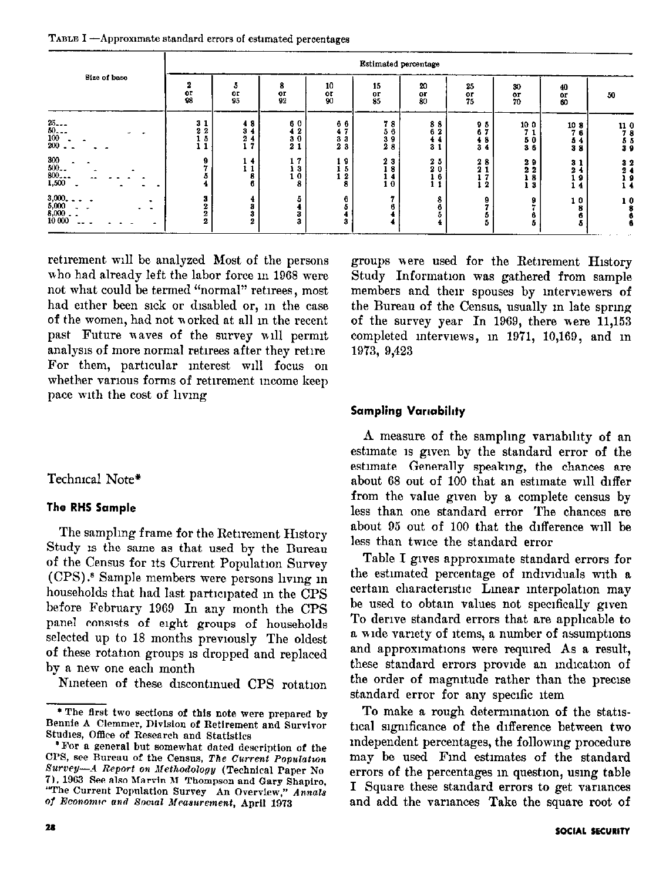TABLE I —Approximate standard errors of estimated percentages

| Size of base | Estimated percentage | | | | | | | | | |
|---|---|---|---|---|---|---|---|---|---|---|
| | 2 or 98 | 5 or 95 | 8 or 92 | 10 or 90 | 15 or 85 | 20 or 80 | 25 or 75 | 30 or 70 | 40 or 60 | 50 |
| 25 | 3 1 | 4 8 | 6 0 | 6 6 | 7 8 | 8 8 | 9 5 | 10 0 | 10 8 | 11 0 |
| 50 | 2 2 | 3 4 | 4 2 | 4 7 | 5 6 | 6 2 | 6 7 | 7 1 | 7 6 | 7 8 |
| 100 | 1 5 | 2 4 | 3 0 | 3 3 | 3 9 | 4 4 | 4 8 | 5 0 | 5 4 | 5 5 |
| 200 | 1 1 | 1 7 | 2 1 | 2 3 | 2 8 | 3 1 | 3 4 | 3 6 | 3 8 | 3 9 |
| 300 | 9 | 1 4 | 1 7 | 1 9 | 2 3 | 2 5 | 2 8 | 2 9 | 3 1 | 3 2 |
| 500 | 7 | 1 1 | 1 3 | 1 5 | 1 8 | 2 0 | 2 1 | 2 2 | 2 4 | 2 4 |
| 800 | 5 | 8 | 1 0 | 1 2 | 1 4 | 1 6 | 1 7 | 1 8 | 1 9 | 1 9 |
| 1,500 | 4 | 6 | 8 | 8 | 1 0 | 1 1 | 1 2 | 1 3 | 1 4 | 1 4 |
| 3,000 | 3 | 4 | 5 | 6 | 7 | 8 | 9 | 9 | 1 0 | 1 0 |
| 5,000 | 2 | 3 | 4 | 5 | 6 | 6 | 7 | 7 | 8 | 8 |
| 8,000 | 2 | 3 | 3 | 4 | 4 | 5 | 5 | 6 | 6 | 6 |
| 10 000 | 2 | 2 | 3 | 3 | 4 | 4 | 5 | 5 | 5 | 6 |

retirement will be analyzed Most of the persons who had already left the labor force in 1968 were not what could be termed "normal" retirees, most had either been sick or disabled or, in the case of the women, had not worked at all in the recent past Future waves of the survey will permit analysis of more normal retirees after they retire For them, particular interest will focus on whether various forms of retirement income keep pace with the cost of living

## Technical Note*

### The RHS Sample

The sampling frame for the Retirement History Study is the same as that used by the Bureau of the Census for its Current Population Survey (CPS).[8] Sample members were persons living in households that had last participated in the CPS before February 1969 In any month the CPS panel consists of eight groups of households selected up to 18 months previously The oldest of these rotation groups is dropped and replaced by a new one each month

Nineteen of these discontinued CPS rotation groups were used for the Retirement History Study Information was gathered from sample members and their spouses by interviewers of the Bureau of the Census, usually in late spring of the survey year In 1969, there were 11,153 completed interviews, in 1971, 10,169, and in 1973, 9,423

### Sampling Variability

A measure of the sampling variability of an estimate is given by the standard error of the estimate Generally speaking, the chances are about 68 out of 100 that an estimate will differ from the value given by a complete census by less than one standard error The chances are about 95 out of 100 that the difference will be less than twice the standard error

Table I gives approximate standard errors for the estimated percentage of individuals with a certain characteristic Linear interpolation may be used to obtain values not specifically given To derive standard errors that are applicable to a wide variety of items, a number of assumptions and approximations were required As a result, these standard errors provide an indication of the order of magnitude rather than the precise standard error for any specific item

To make a rough determination of the statistical significance of the difference between two independent percentages, the following procedure may be used Find estimates of the standard errors of the percentages in question, using table I Square these standard errors to get variances and add the variances Take the square root of

---

* The first two sections of this note were prepared by Bennie A Clemmer, Division of Retirement and Survivor Studies, Office of Research and Statistics

[8] For a general but somewhat dated description of the CPS, see Bureau of the Census, *The Current Population Survey—A Report on Methodology* (Technical Paper No 7), 1963 See also Marvin M Thompson and Gary Shapiro, "The Current Population Survey An Overview," *Annals of Economic and Social Measurement*, April 1973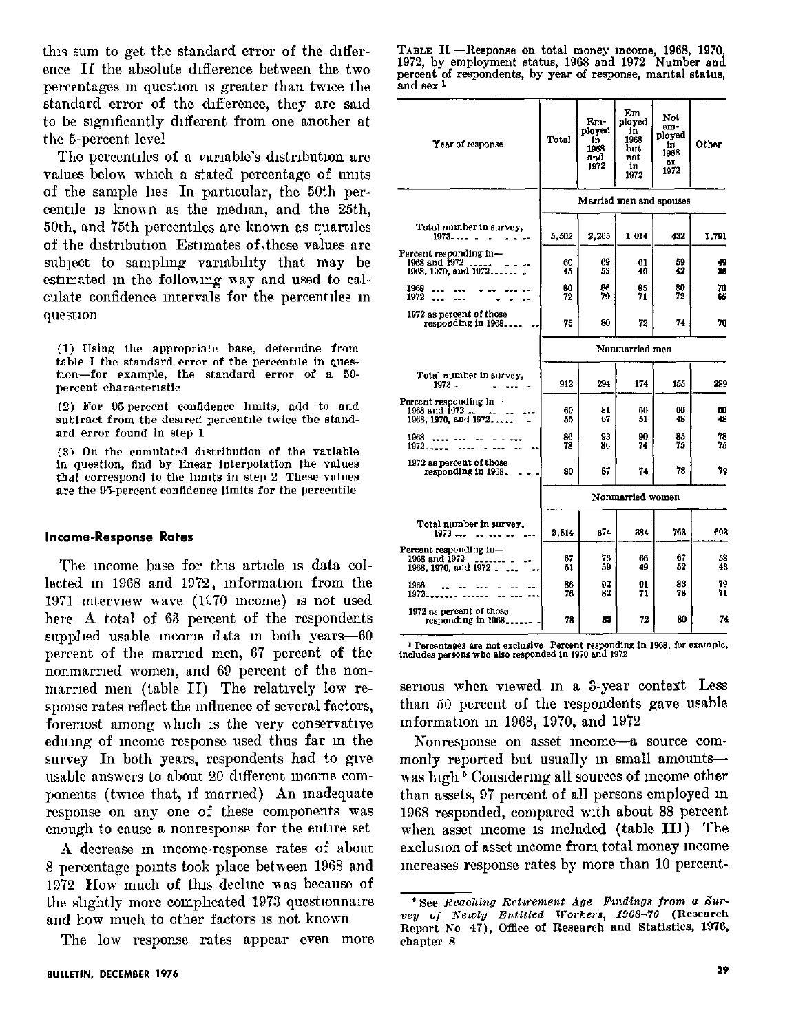this sum to get the standard error of the difference. If the absolute difference between the two percentages in question is greater than twice the standard error of the difference, they are said to be significantly different from one another at the 5-percent level.

The percentiles of a variable's distribution are values below which a stated percentage of units of the sample lies. In particular, the 50th percentile is known as the median, and the 25th, 50th, and 75th percentiles are known as quartiles of the distribution. Estimates of these values are subject to sampling variability that may be estimated in the following way and used to calculate confidence intervals for the percentiles in question.

(1) Using the appropriate base, determine from table I the standard error of the percentile in question—for example, the standard error of a 50-percent characteristic.

(2) For 95 percent confidence limits, add to and subtract from the desired percentile twice the standard error found in step 1.

(3) On the cumulated distribution of the variable in question, find by linear interpolation the values that correspond to the limits in step 2. These values are the 95-percent confidence limits for the percentile.

## Income-Response Rates

The income base for this article is data collected in 1968 and 1972, information from the 1971 interview wave (1970 income) is not used here. A total of 63 percent of the respondents supplied usable income data in both years—60 percent of the married men, 67 percent of the nonmarried women, and 69 percent of the nonmarried men (table II). The relatively low response rates reflect the influence of several factors, foremost among which is the very conservative editing of income response used thus far in the survey. In both years, respondents had to give usable answers to about 20 different income components (twice that, if married). An inadequate response on any one of these components was enough to cause a nonresponse for the entire set.

A decrease in income-response rates of about 8 percentage points took place between 1968 and 1972. How much of this decline was because of the slightly more complicated 1973 questionnaire and how much to other factors is not known.

The low response rates appear even more serious when viewed in a 3-year context. Less than 50 percent of the respondents gave usable information in 1968, 1970, and 1972.

Nonresponse on asset income—a source commonly reported but usually in small amounts—was high.[6] Considering all sources of income other than assets, 97 percent of all persons employed in 1968 responded, compared with about 88 percent when asset income is included (table III). The exclusion of asset income from total money income increases response rates by more than 10 percent-

TABLE II.—Response on total money income, 1968, 1970, 1972, by employment status, 1968 and 1972: Number and percent of respondents, by year of response, marital status, and sex [1]

| Year of response | Total | Employed in 1968 and 1972 | Employed in 1968 but not in 1972 | Not employed in 1968 or 1972 | Other |
|---|---|---|---|---|---|
| | Married men and spouses | | | | |
| Total number in survey, 1973 | 5,502 | 2,265 | 1,014 | 432 | 1,791 |
| Percent responding in— | | | | | |
| 1968 and 1972 | 60 | 69 | 61 | 59 | 49 |
| 1968, 1970, and 1972 | 45 | 53 | 46 | 42 | 36 |
| 1968 | 80 | 86 | 85 | 80 | 70 |
| 1972 | 72 | 79 | 71 | 72 | 65 |
| 1972 as percent of those responding in 1968 | 75 | 80 | 72 | 74 | 70 |
| | Nonmarried men | | | | |
| Total number in survey, 1973 | 912 | 294 | 174 | 155 | 289 |
| Percent responding in— | | | | | |
| 1968 and 1972 | 69 | 81 | 66 | 66 | 60 |
| 1968, 1970, and 1972 | 55 | 67 | 51 | 48 | 48 |
| 1968 | 86 | 93 | 90 | 85 | 78 |
| 1972 | 78 | 86 | 74 | 75 | 75 |
| 1972 as percent of those responding in 1968 | 80 | 87 | 74 | 78 | 78 |
| | Nonmarried women | | | | |
| Total number in survey, 1973 | 2,514 | 674 | 384 | 763 | 693 |
| Percent responding in— | | | | | |
| 1968 and 1972 | 67 | 76 | 66 | 67 | 58 |
| 1968, 1970, and 1972 | 51 | 59 | 49 | 52 | 43 |
| 1968 | 86 | 92 | 91 | 83 | 79 |
| 1972 | 76 | 82 | 71 | 78 | 71 |
| 1972 as percent of those responding in 1968 | 78 | 83 | 72 | 80 | 74 |

[1] Percentages are not exclusive. Percent responding in 1968, for example, includes persons who also responded in 1970 and 1972.

[6] See *Reaching Retirement Age: Findings from a Survey of Newly Entitled Workers, 1968–70* (Research Report No. 47), Office of Research and Statistics, 1976, chapter 8.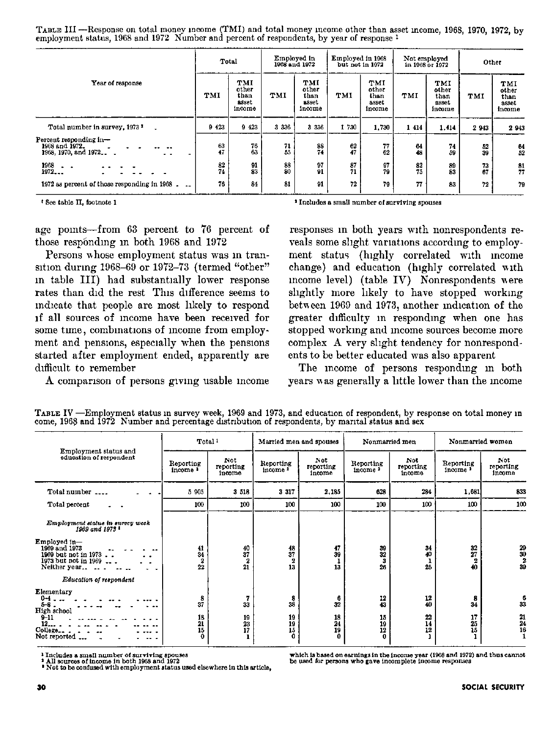TABLE III.—Response on total money income (TMI) and total money income other than asset income, 1968, 1970, 1972, by employment status, 1968 and 1972: Number and percent of respondents, by year of response [1]

| Year of response | Total | | Employed in 1968 and 1972 | | Employed in 1968 but not in 1972 | | Not employed in 1968 or 1972 | | Other | |
|---|---|---|---|---|---|---|---|---|---|---|
| | TMI | TMI other than asset income | TMI | TMI other than asset income | TMI | TMI other than asset income | TMI | TMI other than asset income | TMI | TMI other than asset income |
| Total number in survey, 1973 [2] | 9 423 | 9 423 | 3 336 | 3 336 | 1 730 | 1,730 | 1 414 | 1,414 | 2 943 | 2 943 |
| Percent responding in— | | | | | | | | | | |
| 1968 and 1972 | 63 | 76 | 71 | 88 | 62 | 77 | 64 | 74 | 52 | 64 |
| 1968, 1970, and 1972 | 47 | 63 | 55 | 74 | 47 | 62 | 48 | 59 | 39 | 52 |
| 1968 | 82 | 91 | 88 | 97 | 87 | 97 | 82 | 89 | 73 | 81 |
| 1972 | 74 | 83 | 80 | 91 | 71 | 79 | 75 | 83 | 67 | 77 |
| 1972 as percent of those responding in 1968 | 76 | 84 | 81 | 91 | 72 | 79 | 77 | 83 | 72 | 79 |

[1] See table II, footnote 1

[2] Includes a small number of surviving spouses

age points—from 63 percent to 76 percent of those responding in both 1968 and 1972

Persons whose employment status was in transition during 1968–69 or 1972–73 (termed "other" in table III) had substantially lower response rates than did the rest This difference seems to indicate that people are most likely to respond if all sources of income have been received for some time, combinations of income from employment and pensions, especially when the pensions started after employment ended, apparently are difficult to remember

A comparison of persons giving usable income responses in both years with nonrespondents reveals some slight variations according to employment status (highly correlated with income change) and education (highly correlated with income level) (table IV) Nonrespondents were slightly more likely to have stopped working between 1969 and 1973, another indication of the greater difficulty in responding when one has stopped working and income sources become more complex A very slight tendency for nonrespondents to be better educated was also apparent

The income of persons responding in both years was generally a little lower than the income

TABLE IV.—Employment status in survey week, 1969 and 1973, and education of respondent, by response on total money income, 1968 and 1972: Number and percentage distribution of respondents, by marital status and sex

| Employment status and education of respondent | Total [1] | | Married men and spouses | | Nonmarried men | | Nonmarried women | |
|---|---|---|---|---|---|---|---|---|
| | Reporting income [2] | Not reporting income | Reporting income [2] | Not reporting income | Reporting income [2] | Not reporting income | Reporting income [2] | Not reporting income |
| Total number | 5 905 | 3 518 | 3 317 | 2,185 | 628 | 284 | 1,681 | 833 |
| Total percent | 100 | 100 | 100 | 100 | 100 | 100 | 100 | 100 |
| *Employment status in survey week 1969 and 1973* [3] | | | | | | | | |
| Employed in— | | | | | | | | |
| 1969 and 1973 | 41 | 40 | 48 | 47 | 39 | 34 | 32 | 29 |
| 1969 but not in 1973 | 34 | 37 | 37 | 39 | 32 | 40 | 27 | 30 |
| 1973 but not in 1969 | 2 | 2 | 2 | 1 | 3 | 1 | 2 | 2 |
| Neither year | 22 | 21 | 13 | 13 | 26 | 25 | 40 | 39 |
| *Education of respondent* | | | | | | | | |
| Elementary | | | | | | | | |
| 0–4 | 8 | 7 | 8 | 6 | 12 | 12 | 8 | 6 |
| 5–8 | 37 | 33 | 38 | 32 | 43 | 40 | 34 | 33 |
| High school | | | | | | | | |
| 9–11 | 18 | 19 | 19 | 18 | 15 | 22 | 17 | 21 |
| 12 | 21 | 23 | 19 | 24 | 19 | 14 | 25 | 24 |
| College | 15 | 17 | 15 | 19 | 12 | 12 | 15 | 16 |
| Not reported | 0 | 1 | 0 | 0 | 0 | 1 | 1 | 1 |

[1] Includes a small number of surviving spouses

[2] All sources of income in both 1968 and 1972

[3] Not to be confused with employment status used elsewhere in this article, which is based on earnings in the income year (1968 and 1972) and thus cannot be used for persons who gave incomplete income responses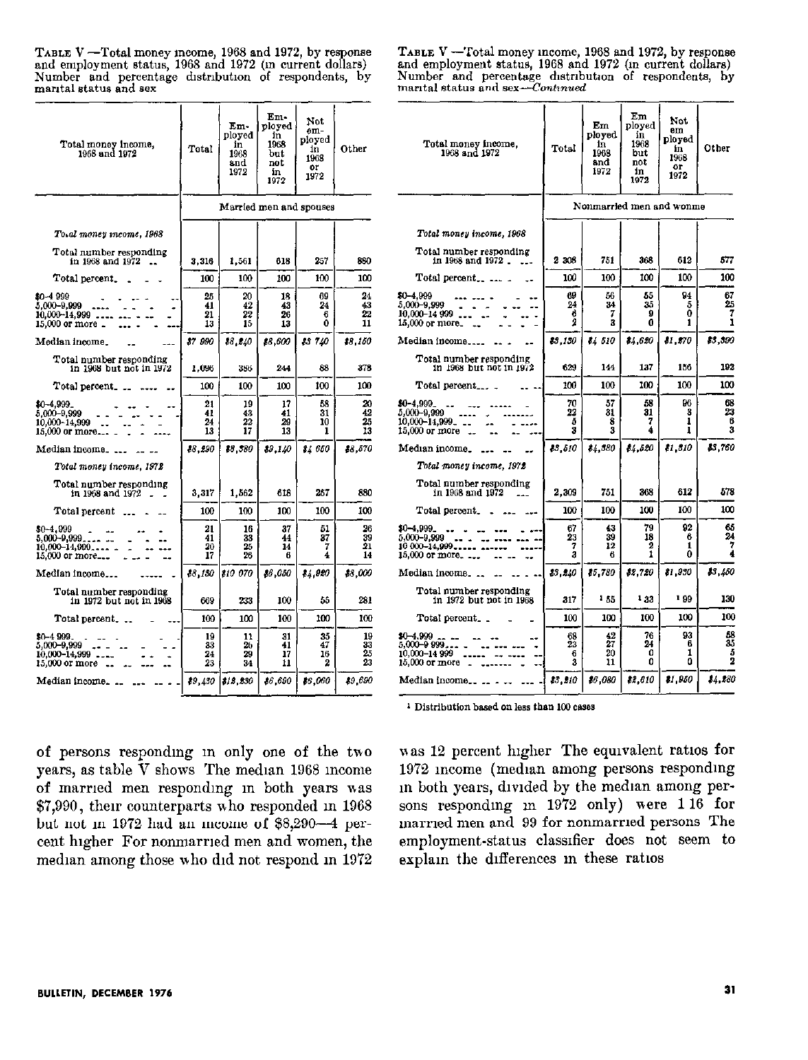TABLE V.—Total money income, 1968 and 1972, by response and employment status, 1968 and 1972 (in current dollars) Number and percentage distribution of respondents, by marital status and sex

| Total money income, 1968 and 1972 | Total | Employed in 1968 and 1972 | Employed in 1968 but not in 1972 | Not employed in 1968 or 1972 | Other |
|---|---|---|---|---|---|
| | Married men and spouses | | | | |
| *Total money income, 1968* | | | | | |
| Total number responding in 1968 and 1972 | 3,316 | 1,561 | 618 | 257 | 880 |
| Total percent | 100 | 100 | 100 | 100 | 100 |
| $0-4 999 | 25 | 20 | 18 | 69 | 24 |
| 5,000-9,999 | 41 | 42 | 43 | 24 | 43 |
| 10,000-14,999 | 21 | 22 | 26 | 6 | 22 |
| 15,000 or more | 13 | 15 | 13 | 0 | 11 |
| Median income | $7 990 | $8,240 | $8,600 | $3 740 | $8,160 |
| Total number responding in 1968 but not in 1972 | 1,096 | 386 | 244 | 88 | 378 |
| Total percent | 100 | 100 | 100 | 100 | 100 |
| $0-4,999 | 21 | 19 | 17 | 58 | 20 |
| 5,000-9,999 | 41 | 43 | 41 | 31 | 42 |
| 10,000-14,999 | 24 | 22 | 29 | 10 | 25 |
| 15,000 or more | 13 | 17 | 13 | 1 | 13 |
| Median income | $8,290 | $8,380 | $9,140 | $4 060 | $8,570 |
| *Total money income, 1972* | | | | | |
| Total number responding in 1968 and 1972 | 3,317 | 1,562 | 618 | 257 | 880 |
| Total percent | 100 | 100 | 100 | 100 | 100 |
| $0-4,999 | 21 | 16 | 37 | 51 | 26 |
| 5,000-9,999 | 41 | 33 | 44 | 37 | 39 |
| 10,000-14,999 | 20 | 25 | 14 | 7 | 21 |
| 15,000 or more | 17 | 26 | 6 | 4 | 14 |
| Median income | $8,180 | $10 070 | $6,050 | $4,920 | $8,000 |
| Total number responding in 1972 but not in 1968 | 669 | 233 | 100 | 55 | 281 |
| Total percent | 100 | 100 | 100 | 100 | 100 |
| $0-4 999 | 19 | 11 | 31 | 35 | 19 |
| 5,000-9,999 | 33 | 26 | 41 | 47 | 33 |
| 10,000-14,999 | 24 | 29 | 17 | 16 | 25 |
| 15,000 or more | 23 | 34 | 11 | 2 | 23 |
| Median income | $9,430 | $12,830 | $6,690 | $6,060 | $9,690 |

TABLE V.—Total money income, 1968 and 1972, by response and employment status, 1968 and 1972 (in current dollars) Number and percentage distribution of respondents, by marital status and sex—*Continued*

| Total money income, 1968 and 1972 | Total | Employed in 1968 and 1972 | Employed in 1968 but not in 1972 | Not employed in 1968 or 1972 | Other |
|---|---|---|---|---|---|
| | Nonmarried men and wonme | | | | |
| *Total money income, 1968* | | | | | |
| Total number responding in 1968 and 1972 | 2 308 | 751 | 368 | 612 | 577 |
| Total percent | 100 | 100 | 100 | 100 | 100 |
| $0-4,999 | 69 | 56 | 55 | 94 | 67 |
| 5,000-9,999 | 24 | 34 | 35 | 5 | 25 |
| 10,000-14 999 | 6 | 7 | 9 | 0 | 7 |
| 15,000 or more | 2 | 3 | 0 | 1 | 1 |
| Median income | $3,130 | $4 510 | $4,620 | $1,870 | $3,390 |
| Total number responding in 1968 but not in 1972 | 629 | 144 | 137 | 156 | 192 |
| Total percent | 100 | 100 | 100 | 100 | 100 |
| $0-4,999 | 70 | 57 | 58 | 96 | 68 |
| 5,000-9,999 | 22 | 31 | 31 | 3 | 23 |
| 10,000-14,999 | 5 | 8 | 7 | 1 | 6 |
| 15,000 or more | 3 | 3 | 4 | 1 | 3 |
| Median income | $3,510 | $4,380 | $4,520 | $1,810 | $3,760 |
| *Total money income, 1972* | | | | | |
| Total number responding in 1968 and 1972 | 2,309 | 751 | 368 | 612 | 578 |
| Total percent | 100 | 100 | 100 | 100 | 100 |
| $0-4,999 | 67 | 43 | 79 | 92 | 65 |
| 5,000-9,999 | 23 | 39 | 18 | 6 | 24 |
| 10 000-14,999 | 7 | 12 | 2 | 1 | 7 |
| 15,000 or more | 3 | 6 | 1 | 0 | 4 |
| Median income | $3,240 | $5,780 | $2,720 | $1,930 | $3,450 |
| Total number responding in 1972 but not in 1968 | 317 | [1] 55 | [1] 33 | [1] 99 | 130 |
| Total percent | 100 | 100 | 100 | 100 | 100 |
| $0-4,999 | 68 | 42 | 76 | 93 | 58 |
| 5,000-9 999 | 23 | 27 | 24 | 6 | 35 |
| 10,000-14 999 | 6 | 20 | 0 | 1 | 5 |
| 15,000 or more | 3 | 11 | 0 | 0 | 2 |
| Median income | $3,210 | $6,080 | $2,010 | $1,950 | $4,280 |

[1] Distribution based on less than 100 cases

of persons responding in only one of the two years, as table V shows The median 1968 income of married men responding in both years was $7,990, their counterparts who responded in 1968 but not in 1972 had an income of $8,290—4 percent higher For nonmarried men and women, the median among those who did not respond in 1972 was 12 percent higher The equivalent ratios for 1972 income (median among persons responding in both years, divided by the median among persons responding in 1972 only) were 1 16 for married men and 99 for nonmarried persons The employment-status classifier does not seem to explain the differences in these ratios